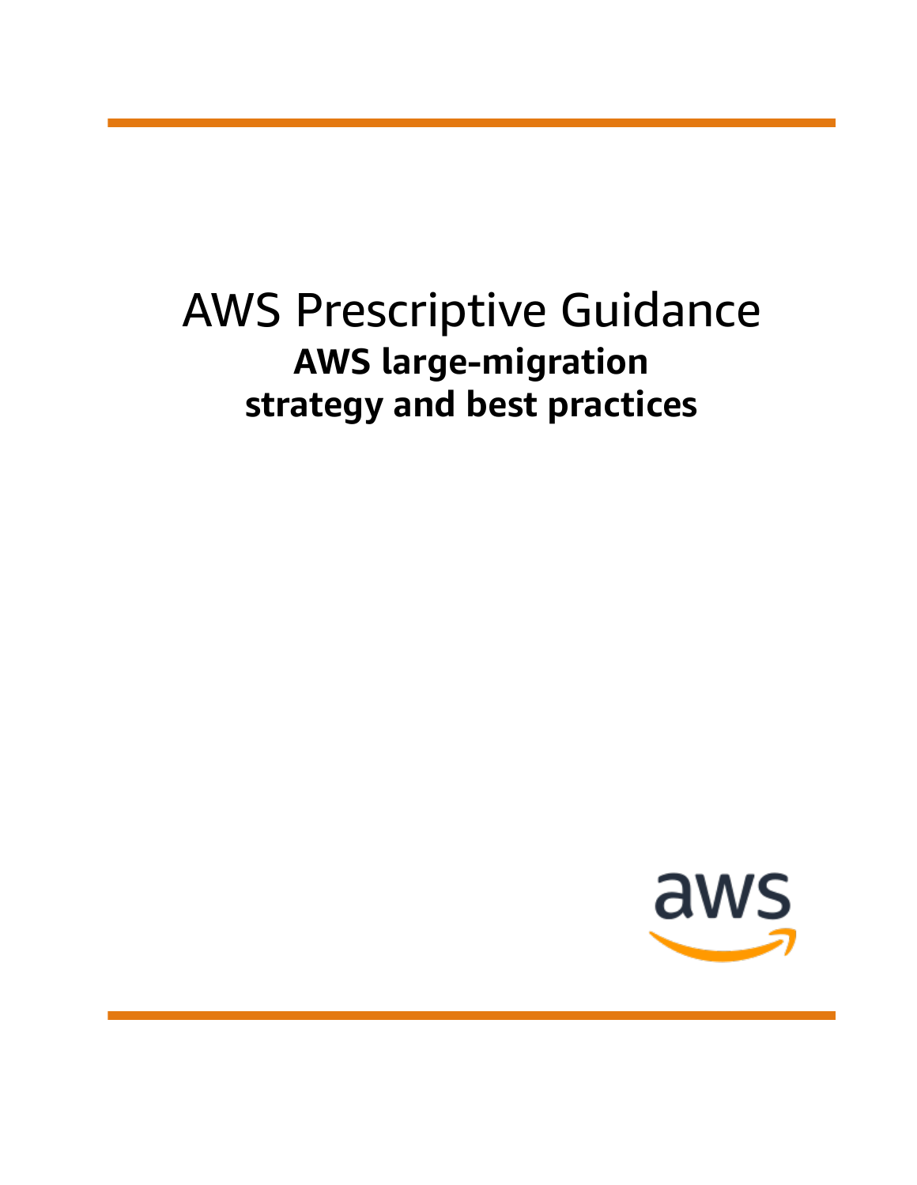# AWS Prescriptive Guidance

## AWS large-migration strategy and best practices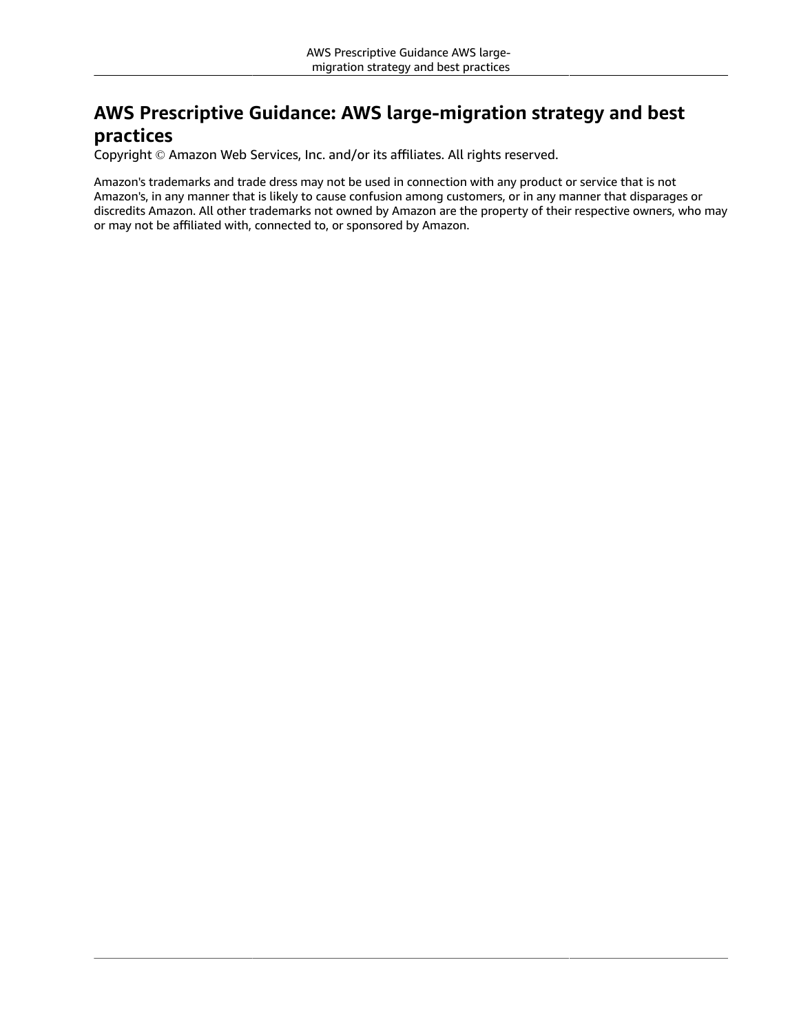# AWS Prescriptive Guidance: AWS large-migration strategy and best practices

Copyright © Amazon Web Services, Inc. and/or its affiliates. All rights reserved.

Amazon's trademarks and trade dress may not be used in connection with any product or service that is not Amazon's, in any manner that is likely to cause confusion among customers, or in any manner that disparages or discredits Amazon. All other trademarks not owned by Amazon are the property of their respective owners, who may or may not be affiliated with, connected to, or sponsored by Amazon.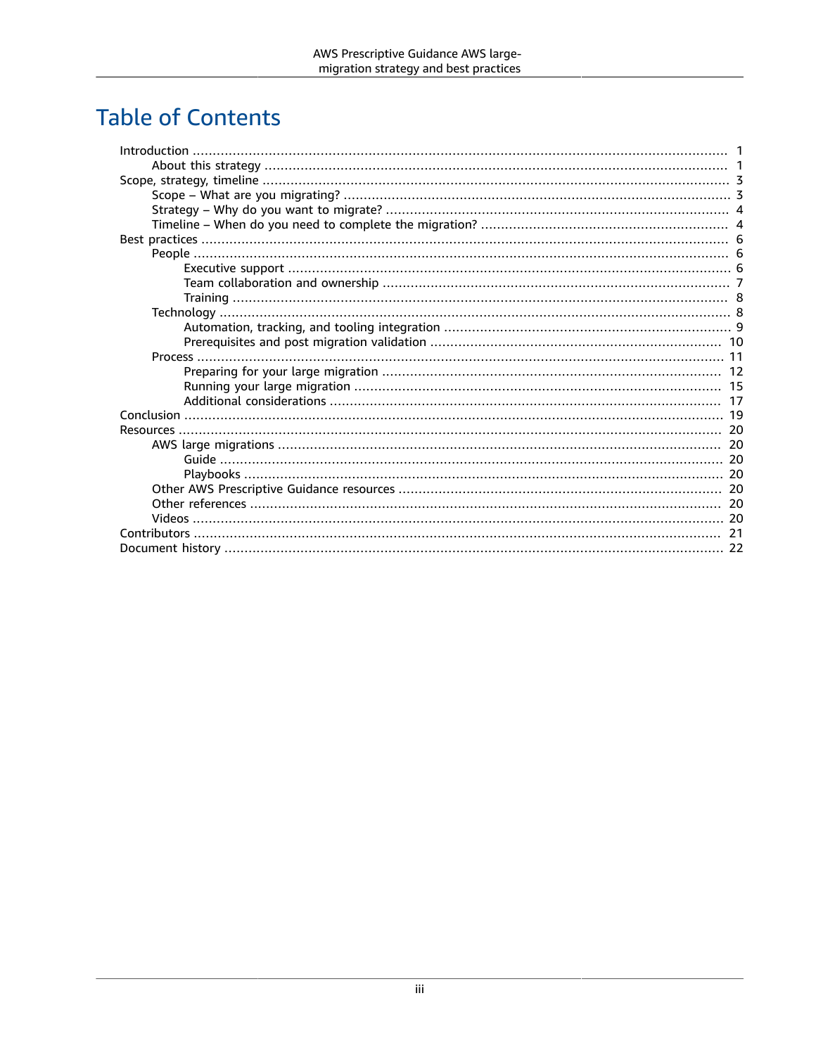# Table of Contents

- Introduction ..... 1
  - About this strategy ..... 1
- Scope, strategy, timeline ..... 3
  - Scope – What are you migrating? ..... 3
  - Strategy – Why do you want to migrate? ..... 4
  - Timeline – When do you need to complete the migration? ..... 4
- Best practices ..... 6
  - People ..... 6
    - Executive support ..... 6
    - Team collaboration and ownership ..... 7
    - Training ..... 8
  - Technology ..... 8
    - Automation, tracking, and tooling integration ..... 9
    - Prerequisites and post migration validation ..... 10
  - Process ..... 11
    - Preparing for your large migration ..... 12
    - Running your large migration ..... 15
    - Additional considerations ..... 17
- Conclusion ..... 19
- Resources ..... 20
  - AWS large migrations ..... 20
    - Guide ..... 20
    - Playbooks ..... 20
  - Other AWS Prescriptive Guidance resources ..... 20
  - Other references ..... 20
  - Videos ..... 20
- Contributors ..... 21
- Document history ..... 22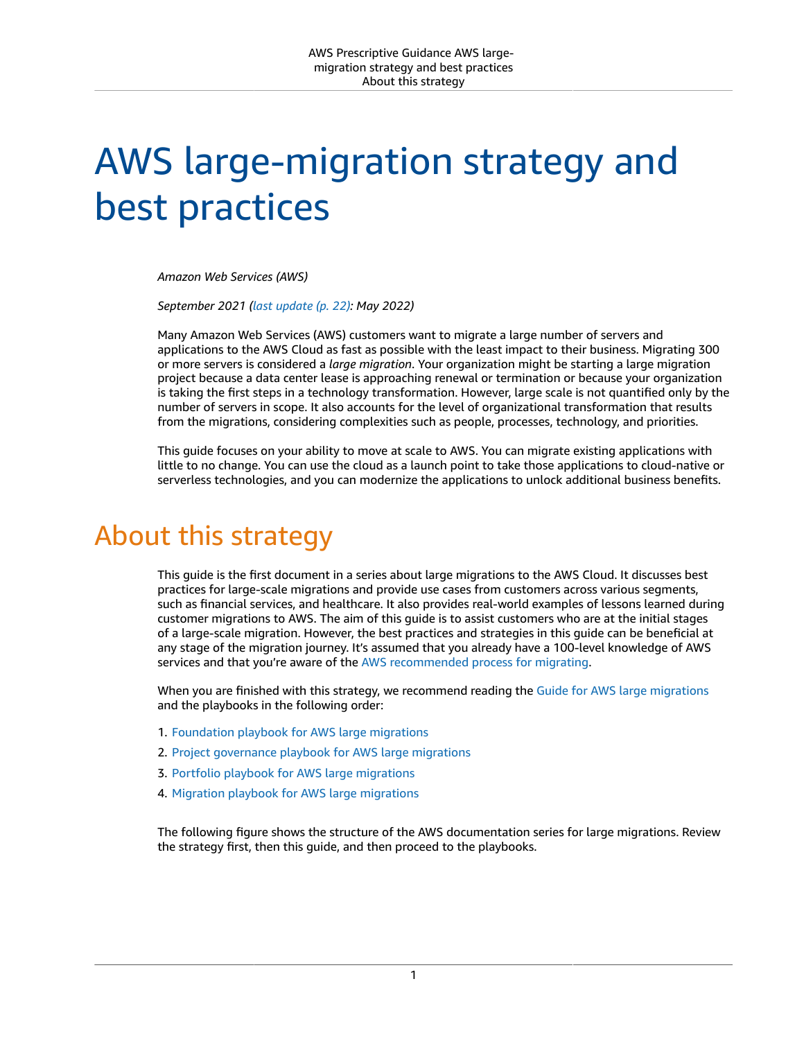# AWS large-migration strategy and best practices

*Amazon Web Services (AWS)*

*September 2021 (last update (p. 22): May 2022)*

Many Amazon Web Services (AWS) customers want to migrate a large number of servers and applications to the AWS Cloud as fast as possible with the least impact to their business. Migrating 300 or more servers is considered a *large migration*. Your organization might be starting a large migration project because a data center lease is approaching renewal or termination or because your organization is taking the first steps in a technology transformation. However, large scale is not quantified only by the number of servers in scope. It also accounts for the level of organizational transformation that results from the migrations, considering complexities such as people, processes, technology, and priorities.

This guide focuses on your ability to move at scale to AWS. You can migrate existing applications with little to no change. You can use the cloud as a launch point to take those applications to cloud-native or serverless technologies, and you can modernize the applications to unlock additional business benefits.

## About this strategy

This guide is the first document in a series about large migrations to the AWS Cloud. It discusses best practices for large-scale migrations and provide use cases from customers across various segments, such as financial services, and healthcare. It also provides real-world examples of lessons learned during customer migrations to AWS. The aim of this guide is to assist customers who are at the initial stages of a large-scale migration. However, the best practices and strategies in this guide can be beneficial at any stage of the migration journey. It's assumed that you already have a 100-level knowledge of AWS services and that you're aware of the AWS recommended process for migrating.

When you are finished with this strategy, we recommend reading the Guide for AWS large migrations and the playbooks in the following order:

1. Foundation playbook for AWS large migrations
2. Project governance playbook for AWS large migrations
3. Portfolio playbook for AWS large migrations
4. Migration playbook for AWS large migrations

The following figure shows the structure of the AWS documentation series for large migrations. Review the strategy first, then this guide, and then proceed to the playbooks.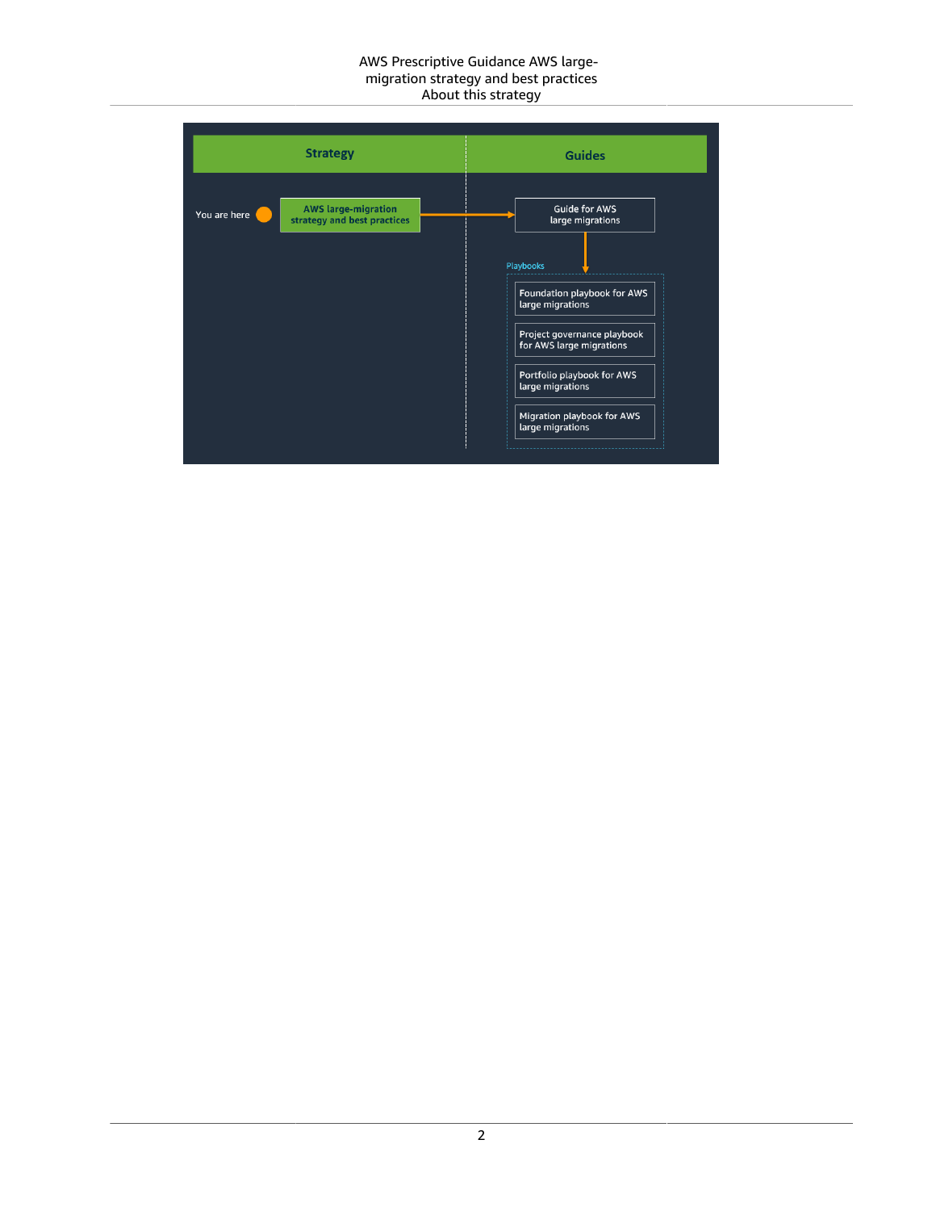**Strategy**

You are here → AWS large-migration strategy and best practices

**Guides**

Guide for AWS large migrations

Playbooks

- Foundation playbook for AWS large migrations
- Project governance playbook for AWS large migrations
- Portfolio playbook for AWS large migrations
- Migration playbook for AWS large migrations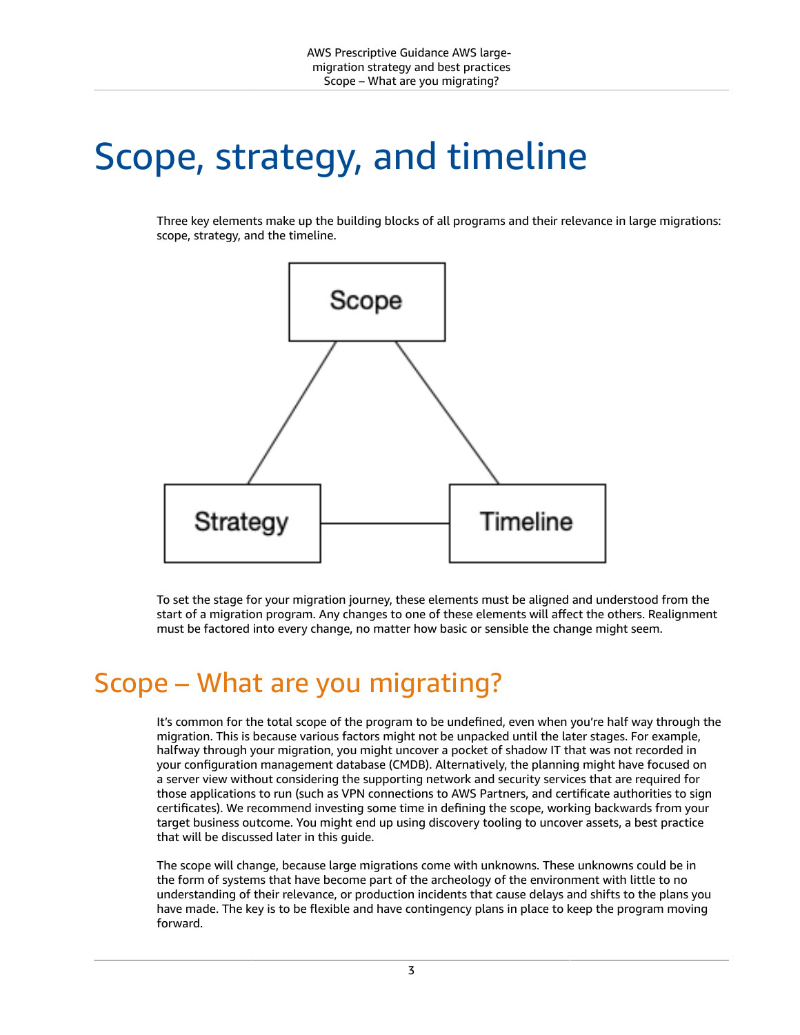# Scope, strategy, and timeline

Three key elements make up the building blocks of all programs and their relevance in large migrations: scope, strategy, and the timeline.

To set the stage for your migration journey, these elements must be aligned and understood from the start of a migration program. Any changes to one of these elements will affect the others. Realignment must be factored into every change, no matter how basic or sensible the change might seem.

## Scope – What are you migrating?

It's common for the total scope of the program to be undefined, even when you're half way through the migration. This is because various factors might not be unpacked until the later stages. For example, halfway through your migration, you might uncover a pocket of shadow IT that was not recorded in your configuration management database (CMDB). Alternatively, the planning might have focused on a server view without considering the supporting network and security services that are required for those applications to run (such as VPN connections to AWS Partners, and certificate authorities to sign certificates). We recommend investing some time in defining the scope, working backwards from your target business outcome. You might end up using discovery tooling to uncover assets, a best practice that will be discussed later in this guide.

The scope will change, because large migrations come with unknowns. These unknowns could be in the form of systems that have become part of the archeology of the environment with little to no understanding of their relevance, or production incidents that cause delays and shifts to the plans you have made. The key is to be flexible and have contingency plans in place to keep the program moving forward.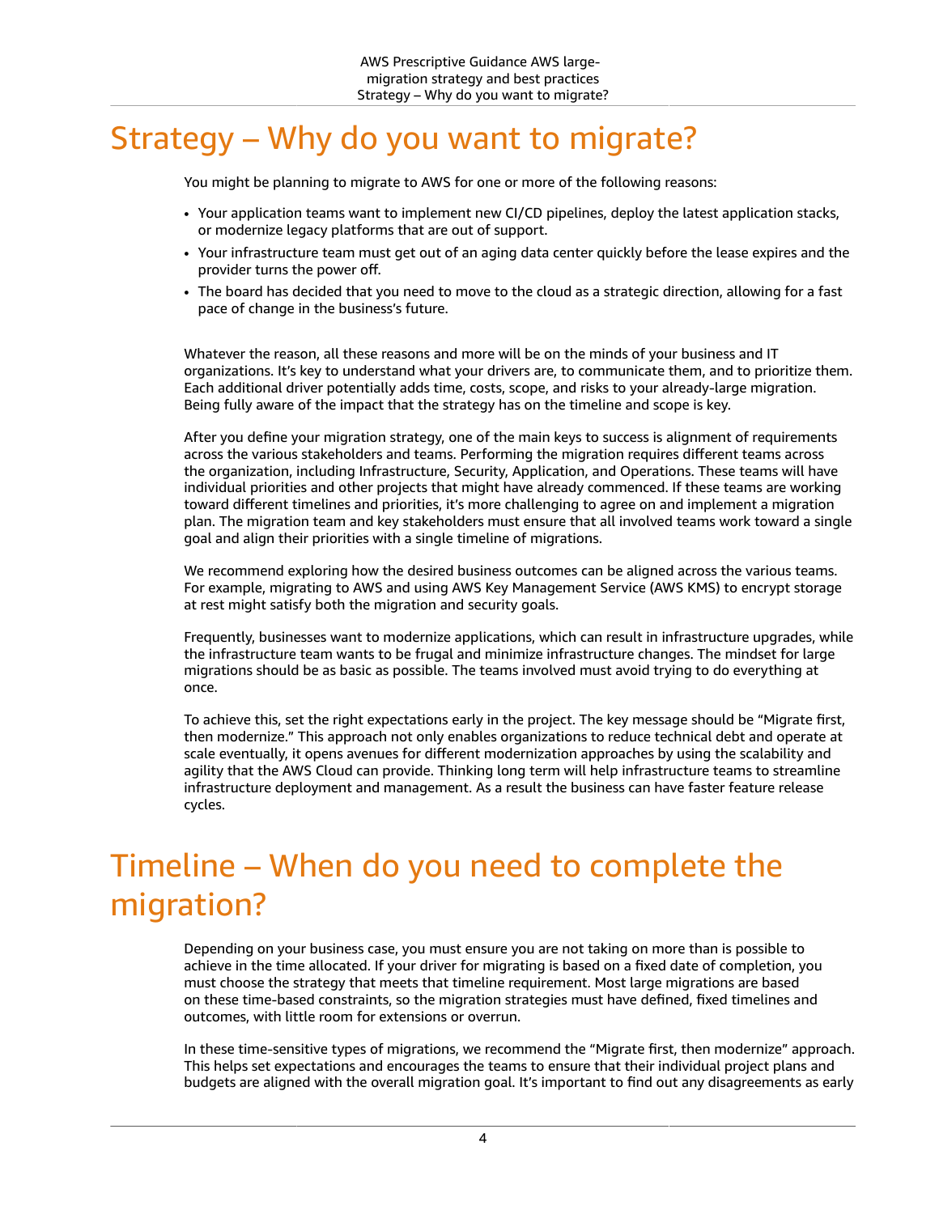# Strategy – Why do you want to migrate?

You might be planning to migrate to AWS for one or more of the following reasons:

- Your application teams want to implement new CI/CD pipelines, deploy the latest application stacks, or modernize legacy platforms that are out of support.
- Your infrastructure team must get out of an aging data center quickly before the lease expires and the provider turns the power off.
- The board has decided that you need to move to the cloud as a strategic direction, allowing for a fast pace of change in the business's future.

Whatever the reason, all these reasons and more will be on the minds of your business and IT organizations. It's key to understand what your drivers are, to communicate them, and to prioritize them. Each additional driver potentially adds time, costs, scope, and risks to your already-large migration. Being fully aware of the impact that the strategy has on the timeline and scope is key.

After you define your migration strategy, one of the main keys to success is alignment of requirements across the various stakeholders and teams. Performing the migration requires different teams across the organization, including Infrastructure, Security, Application, and Operations. These teams will have individual priorities and other projects that might have already commenced. If these teams are working toward different timelines and priorities, it's more challenging to agree on and implement a migration plan. The migration team and key stakeholders must ensure that all involved teams work toward a single goal and align their priorities with a single timeline of migrations.

We recommend exploring how the desired business outcomes can be aligned across the various teams. For example, migrating to AWS and using AWS Key Management Service (AWS KMS) to encrypt storage at rest might satisfy both the migration and security goals.

Frequently, businesses want to modernize applications, which can result in infrastructure upgrades, while the infrastructure team wants to be frugal and minimize infrastructure changes. The mindset for large migrations should be as basic as possible. The teams involved must avoid trying to do everything at once.

To achieve this, set the right expectations early in the project. The key message should be "Migrate first, then modernize." This approach not only enables organizations to reduce technical debt and operate at scale eventually, it opens avenues for different modernization approaches by using the scalability and agility that the AWS Cloud can provide. Thinking long term will help infrastructure teams to streamline infrastructure deployment and management. As a result the business can have faster feature release cycles.

# Timeline – When do you need to complete the migration?

Depending on your business case, you must ensure you are not taking on more than is possible to achieve in the time allocated. If your driver for migrating is based on a fixed date of completion, you must choose the strategy that meets that timeline requirement. Most large migrations are based on these time-based constraints, so the migration strategies must have defined, fixed timelines and outcomes, with little room for extensions or overrun.

In these time-sensitive types of migrations, we recommend the "Migrate first, then modernize" approach. This helps set expectations and encourages the teams to ensure that their individual project plans and budgets are aligned with the overall migration goal. It's important to find out any disagreements as early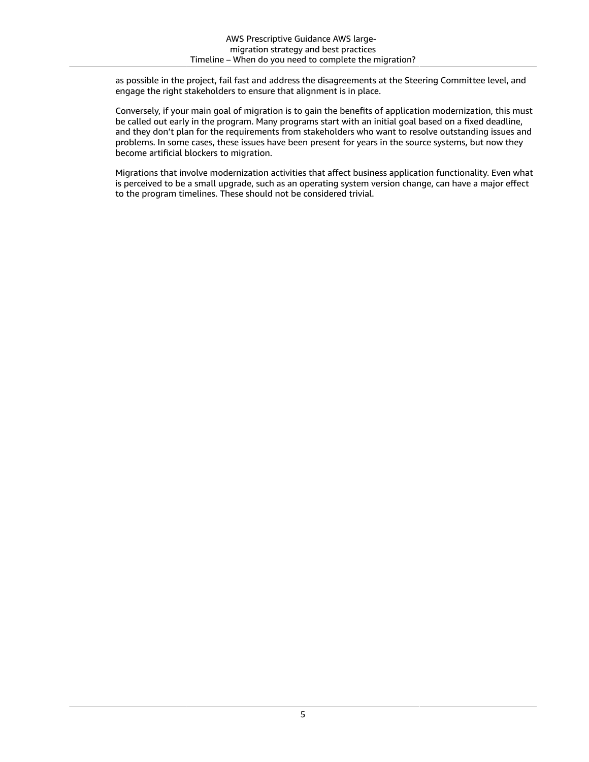as possible in the project, fail fast and address the disagreements at the Steering Committee level, and engage the right stakeholders to ensure that alignment is in place.

Conversely, if your main goal of migration is to gain the benefits of application modernization, this must be called out early in the program. Many programs start with an initial goal based on a fixed deadline, and they don't plan for the requirements from stakeholders who want to resolve outstanding issues and problems. In some cases, these issues have been present for years in the source systems, but now they become artificial blockers to migration.

Migrations that involve modernization activities that affect business application functionality. Even what is perceived to be a small upgrade, such as an operating system version change, can have a major effect to the program timelines. These should not be considered trivial.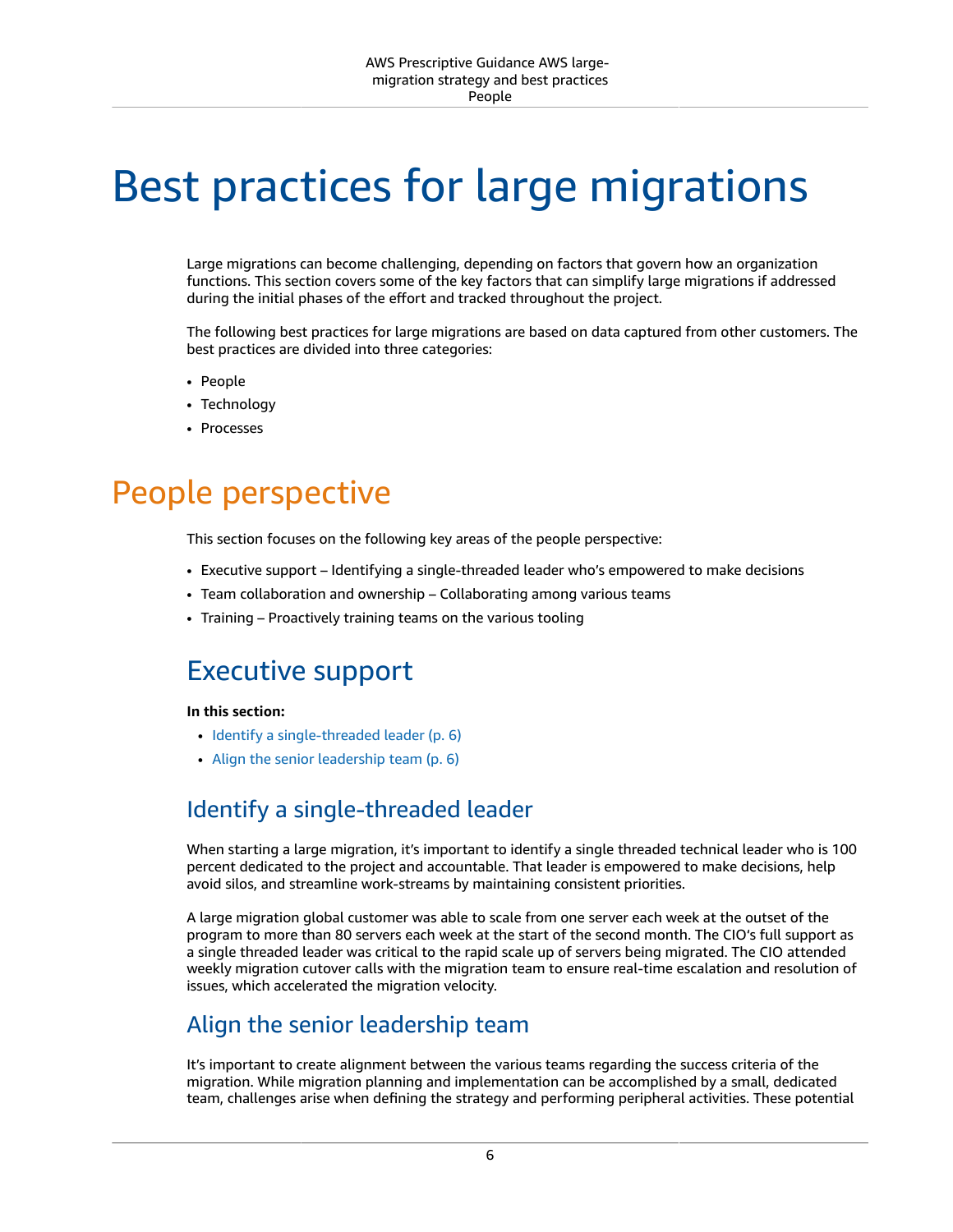# Best practices for large migrations

Large migrations can become challenging, depending on factors that govern how an organization functions. This section covers some of the key factors that can simplify large migrations if addressed during the initial phases of the effort and tracked throughout the project.

The following best practices for large migrations are based on data captured from other customers. The best practices are divided into three categories:

- People
- Technology
- Processes

## People perspective

This section focuses on the following key areas of the people perspective:

- Executive support – Identifying a single-threaded leader who's empowered to make decisions
- Team collaboration and ownership – Collaborating among various teams
- Training – Proactively training teams on the various tooling

### Executive support

**In this section:**

- Identify a single-threaded leader (p. 6)
- Align the senior leadership team (p. 6)

#### Identify a single-threaded leader

When starting a large migration, it's important to identify a single threaded technical leader who is 100 percent dedicated to the project and accountable. That leader is empowered to make decisions, help avoid silos, and streamline work-streams by maintaining consistent priorities.

A large migration global customer was able to scale from one server each week at the outset of the program to more than 80 servers each week at the start of the second month. The CIO's full support as a single threaded leader was critical to the rapid scale up of servers being migrated. The CIO attended weekly migration cutover calls with the migration team to ensure real-time escalation and resolution of issues, which accelerated the migration velocity.

#### Align the senior leadership team

It's important to create alignment between the various teams regarding the success criteria of the migration. While migration planning and implementation can be accomplished by a small, dedicated team, challenges arise when defining the strategy and performing peripheral activities. These potential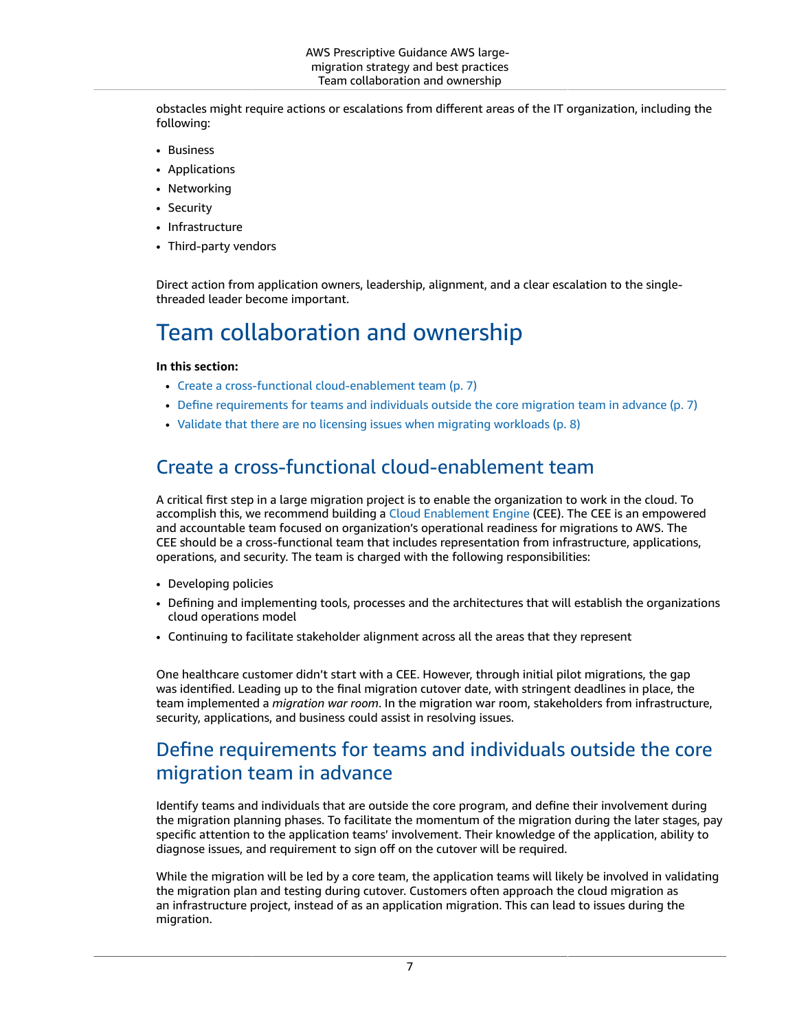obstacles might require actions or escalations from different areas of the IT organization, including the following:

- Business
- Applications
- Networking
- Security
- Infrastructure
- Third-party vendors

Direct action from application owners, leadership, alignment, and a clear escalation to the single-threaded leader become important.

# Team collaboration and ownership

**In this section:**

- Create a cross-functional cloud-enablement team (p. 7)
- Define requirements for teams and individuals outside the core migration team in advance (p. 7)
- Validate that there are no licensing issues when migrating workloads (p. 8)

## Create a cross-functional cloud-enablement team

A critical first step in a large migration project is to enable the organization to work in the cloud. To accomplish this, we recommend building a Cloud Enablement Engine (CEE). The CEE is an empowered and accountable team focused on organization's operational readiness for migrations to AWS. The CEE should be a cross-functional team that includes representation from infrastructure, applications, operations, and security. The team is charged with the following responsibilities:

- Developing policies
- Defining and implementing tools, processes and the architectures that will establish the organizations cloud operations model
- Continuing to facilitate stakeholder alignment across all the areas that they represent

One healthcare customer didn't start with a CEE. However, through initial pilot migrations, the gap was identified. Leading up to the final migration cutover date, with stringent deadlines in place, the team implemented a *migration war room*. In the migration war room, stakeholders from infrastructure, security, applications, and business could assist in resolving issues.

## Define requirements for teams and individuals outside the core migration team in advance

Identify teams and individuals that are outside the core program, and define their involvement during the migration planning phases. To facilitate the momentum of the migration during the later stages, pay specific attention to the application teams' involvement. Their knowledge of the application, ability to diagnose issues, and requirement to sign off on the cutover will be required.

While the migration will be led by a core team, the application teams will likely be involved in validating the migration plan and testing during cutover. Customers often approach the cloud migration as an infrastructure project, instead of as an application migration. This can lead to issues during the migration.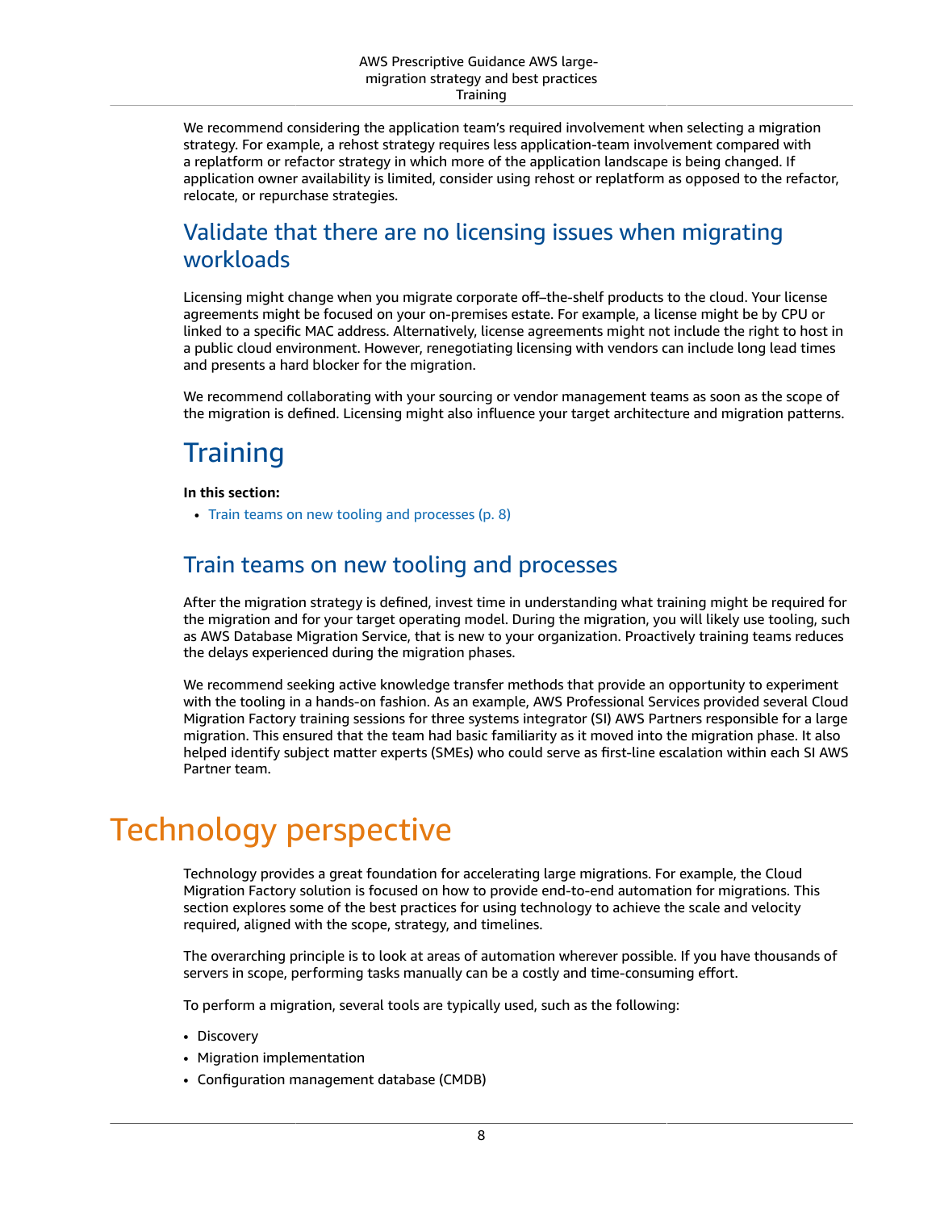We recommend considering the application team's required involvement when selecting a migration strategy. For example, a rehost strategy requires less application-team involvement compared with a replatform or refactor strategy in which more of the application landscape is being changed. If application owner availability is limited, consider using rehost or replatform as opposed to the refactor, relocate, or repurchase strategies.

## Validate that there are no licensing issues when migrating workloads

Licensing might change when you migrate corporate off–the-shelf products to the cloud. Your license agreements might be focused on your on-premises estate. For example, a license might be by CPU or linked to a specific MAC address. Alternatively, license agreements might not include the right to host in a public cloud environment. However, renegotiating licensing with vendors can include long lead times and presents a hard blocker for the migration.

We recommend collaborating with your sourcing or vendor management teams as soon as the scope of the migration is defined. Licensing might also influence your target architecture and migration patterns.

# Training

**In this section:**

- Train teams on new tooling and processes (p. 8)

## Train teams on new tooling and processes

After the migration strategy is defined, invest time in understanding what training might be required for the migration and for your target operating model. During the migration, you will likely use tooling, such as AWS Database Migration Service, that is new to your organization. Proactively training teams reduces the delays experienced during the migration phases.

We recommend seeking active knowledge transfer methods that provide an opportunity to experiment with the tooling in a hands-on fashion. As an example, AWS Professional Services provided several Cloud Migration Factory training sessions for three systems integrator (SI) AWS Partners responsible for a large migration. This ensured that the team had basic familiarity as it moved into the migration phase. It also helped identify subject matter experts (SMEs) who could serve as first-line escalation within each SI AWS Partner team.

# Technology perspective

Technology provides a great foundation for accelerating large migrations. For example, the Cloud Migration Factory solution is focused on how to provide end-to-end automation for migrations. This section explores some of the best practices for using technology to achieve the scale and velocity required, aligned with the scope, strategy, and timelines.

The overarching principle is to look at areas of automation wherever possible. If you have thousands of servers in scope, performing tasks manually can be a costly and time-consuming effort.

To perform a migration, several tools are typically used, such as the following:

- Discovery
- Migration implementation
- Configuration management database (CMDB)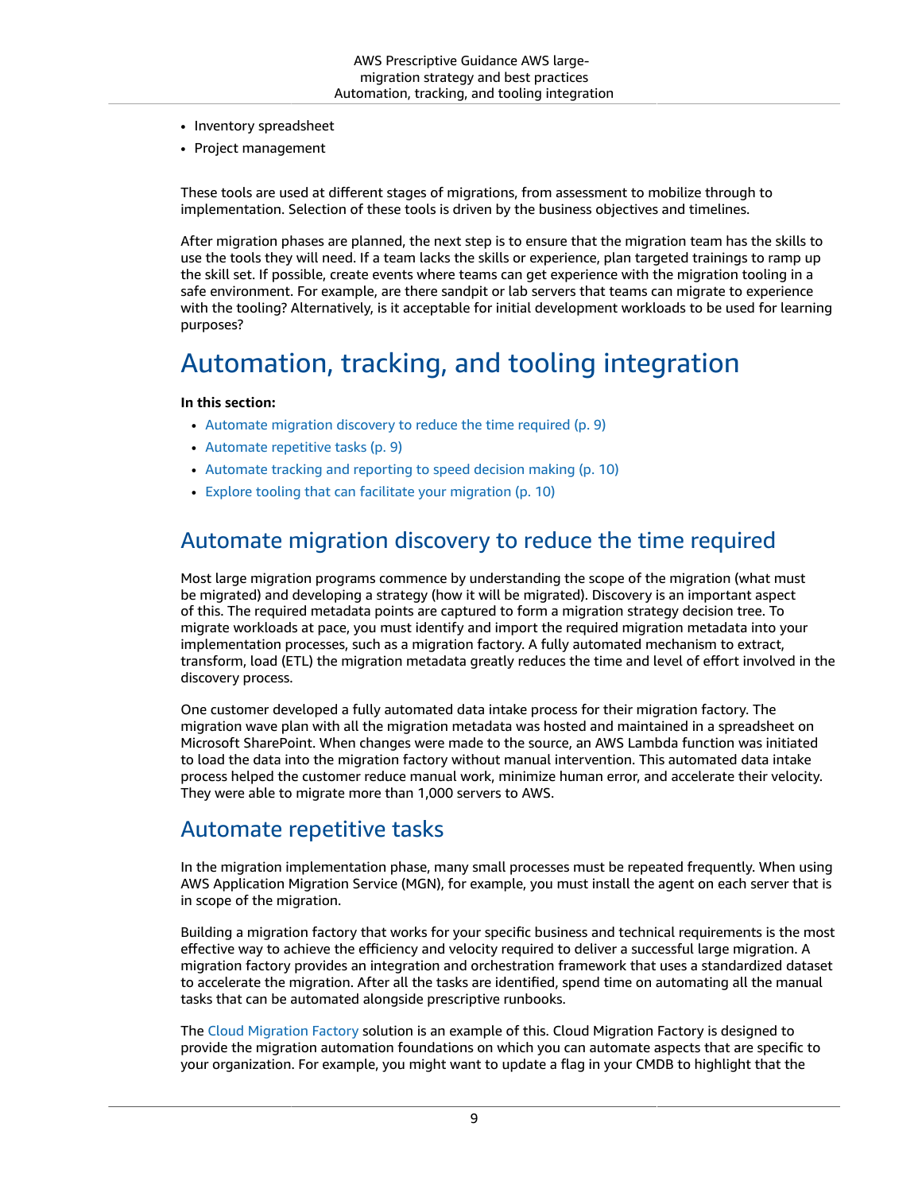- Inventory spreadsheet
- Project management

These tools are used at different stages of migrations, from assessment to mobilize through to implementation. Selection of these tools is driven by the business objectives and timelines.

After migration phases are planned, the next step is to ensure that the migration team has the skills to use the tools they will need. If a team lacks the skills or experience, plan targeted trainings to ramp up the skill set. If possible, create events where teams can get experience with the migration tooling in a safe environment. For example, are there sandpit or lab servers that teams can migrate to experience with the tooling? Alternatively, is it acceptable for initial development workloads to be used for learning purposes?

# Automation, tracking, and tooling integration

**In this section:**

- Automate migration discovery to reduce the time required (p. 9)
- Automate repetitive tasks (p. 9)
- Automate tracking and reporting to speed decision making (p. 10)
- Explore tooling that can facilitate your migration (p. 10)

## Automate migration discovery to reduce the time required

Most large migration programs commence by understanding the scope of the migration (what must be migrated) and developing a strategy (how it will be migrated). Discovery is an important aspect of this. The required metadata points are captured to form a migration strategy decision tree. To migrate workloads at pace, you must identify and import the required migration metadata into your implementation processes, such as a migration factory. A fully automated mechanism to extract, transform, load (ETL) the migration metadata greatly reduces the time and level of effort involved in the discovery process.

One customer developed a fully automated data intake process for their migration factory. The migration wave plan with all the migration metadata was hosted and maintained in a spreadsheet on Microsoft SharePoint. When changes were made to the source, an AWS Lambda function was initiated to load the data into the migration factory without manual intervention. This automated data intake process helped the customer reduce manual work, minimize human error, and accelerate their velocity. They were able to migrate more than 1,000 servers to AWS.

## Automate repetitive tasks

In the migration implementation phase, many small processes must be repeated frequently. When using AWS Application Migration Service (MGN), for example, you must install the agent on each server that is in scope of the migration.

Building a migration factory that works for your specific business and technical requirements is the most effective way to achieve the efficiency and velocity required to deliver a successful large migration. A migration factory provides an integration and orchestration framework that uses a standardized dataset to accelerate the migration. After all the tasks are identified, spend time on automating all the manual tasks that can be automated alongside prescriptive runbooks.

The Cloud Migration Factory solution is an example of this. Cloud Migration Factory is designed to provide the migration automation foundations on which you can automate aspects that are specific to your organization. For example, you might want to update a flag in your CMDB to highlight that the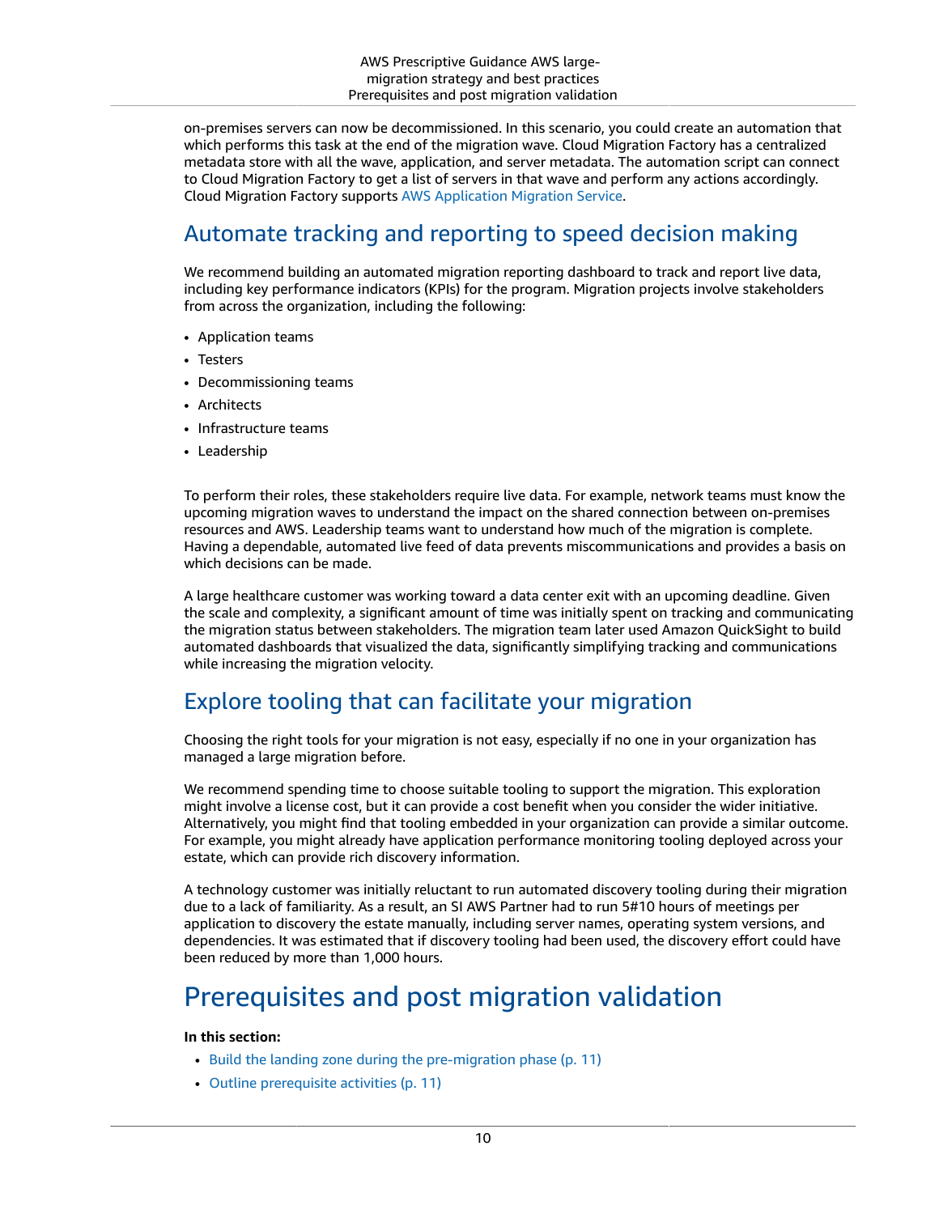on-premises servers can now be decommissioned. In this scenario, you could create an automation that which performs this task at the end of the migration wave. Cloud Migration Factory has a centralized metadata store with all the wave, application, and server metadata. The automation script can connect to Cloud Migration Factory to get a list of servers in that wave and perform any actions accordingly. Cloud Migration Factory supports AWS Application Migration Service.

## Automate tracking and reporting to speed decision making

We recommend building an automated migration reporting dashboard to track and report live data, including key performance indicators (KPIs) for the program. Migration projects involve stakeholders from across the organization, including the following:

- Application teams
- Testers
- Decommissioning teams
- Architects
- Infrastructure teams
- Leadership

To perform their roles, these stakeholders require live data. For example, network teams must know the upcoming migration waves to understand the impact on the shared connection between on-premises resources and AWS. Leadership teams want to understand how much of the migration is complete. Having a dependable, automated live feed of data prevents miscommunications and provides a basis on which decisions can be made.

A large healthcare customer was working toward a data center exit with an upcoming deadline. Given the scale and complexity, a significant amount of time was initially spent on tracking and communicating the migration status between stakeholders. The migration team later used Amazon QuickSight to build automated dashboards that visualized the data, significantly simplifying tracking and communications while increasing the migration velocity.

## Explore tooling that can facilitate your migration

Choosing the right tools for your migration is not easy, especially if no one in your organization has managed a large migration before.

We recommend spending time to choose suitable tooling to support the migration. This exploration might involve a license cost, but it can provide a cost benefit when you consider the wider initiative. Alternatively, you might find that tooling embedded in your organization can provide a similar outcome. For example, you might already have application performance monitoring tooling deployed across your estate, which can provide rich discovery information.

A technology customer was initially reluctant to run automated discovery tooling during their migration due to a lack of familiarity. As a result, an SI AWS Partner had to run 5#10 hours of meetings per application to discovery the estate manually, including server names, operating system versions, and dependencies. It was estimated that if discovery tooling had been used, the discovery effort could have been reduced by more than 1,000 hours.

# Prerequisites and post migration validation

**In this section:**

- Build the landing zone during the pre-migration phase (p. 11)
- Outline prerequisite activities (p. 11)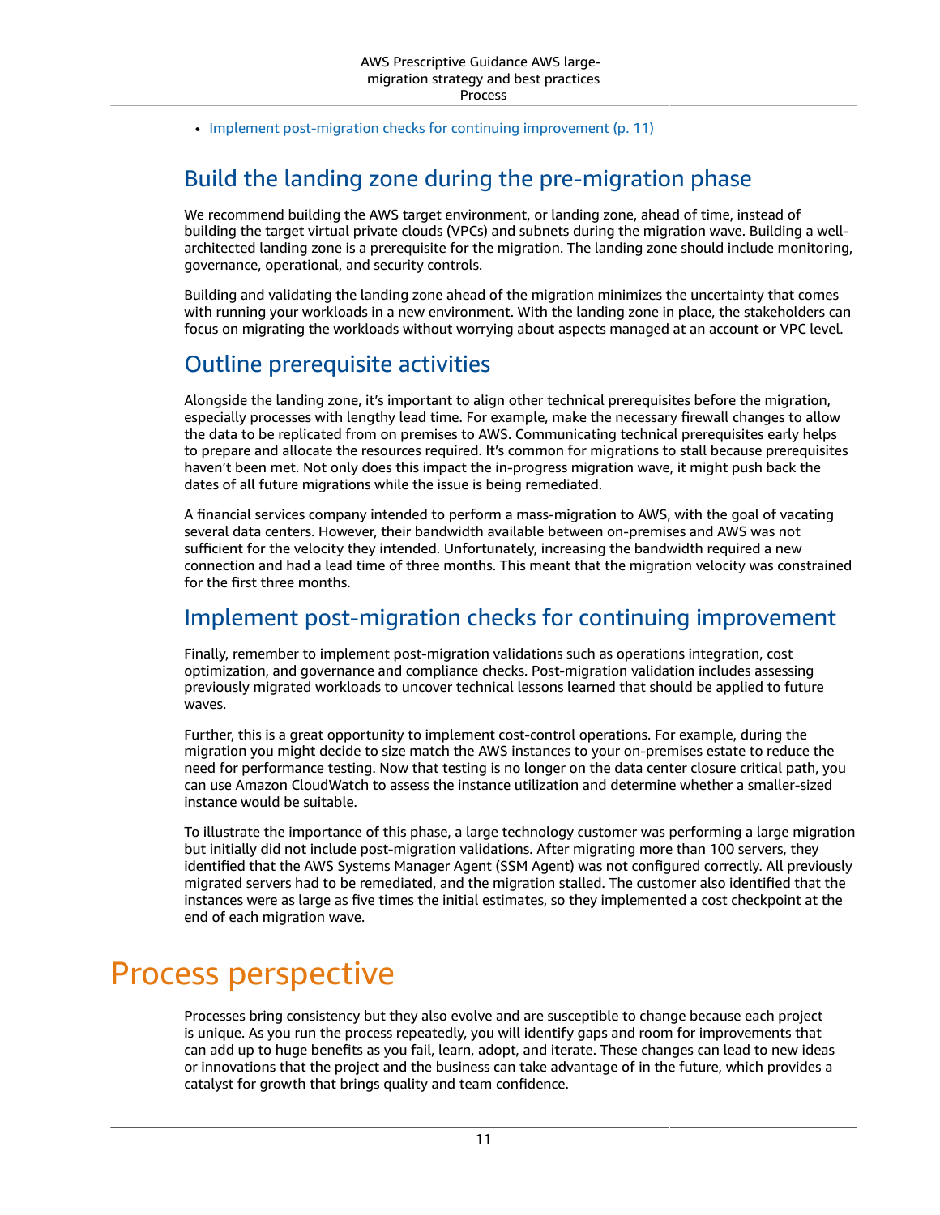- Implement post-migration checks for continuing improvement (p. 11)

## Build the landing zone during the pre-migration phase

We recommend building the AWS target environment, or landing zone, ahead of time, instead of building the target virtual private clouds (VPCs) and subnets during the migration wave. Building a well-architected landing zone is a prerequisite for the migration. The landing zone should include monitoring, governance, operational, and security controls.

Building and validating the landing zone ahead of the migration minimizes the uncertainty that comes with running your workloads in a new environment. With the landing zone in place, the stakeholders can focus on migrating the workloads without worrying about aspects managed at an account or VPC level.

## Outline prerequisite activities

Alongside the landing zone, it's important to align other technical prerequisites before the migration, especially processes with lengthy lead time. For example, make the necessary firewall changes to allow the data to be replicated from on premises to AWS. Communicating technical prerequisites early helps to prepare and allocate the resources required. It's common for migrations to stall because prerequisites haven't been met. Not only does this impact the in-progress migration wave, it might push back the dates of all future migrations while the issue is being remediated.

A financial services company intended to perform a mass-migration to AWS, with the goal of vacating several data centers. However, their bandwidth available between on-premises and AWS was not sufficient for the velocity they intended. Unfortunately, increasing the bandwidth required a new connection and had a lead time of three months. This meant that the migration velocity was constrained for the first three months.

## Implement post-migration checks for continuing improvement

Finally, remember to implement post-migration validations such as operations integration, cost optimization, and governance and compliance checks. Post-migration validation includes assessing previously migrated workloads to uncover technical lessons learned that should be applied to future waves.

Further, this is a great opportunity to implement cost-control operations. For example, during the migration you might decide to size match the AWS instances to your on-premises estate to reduce the need for performance testing. Now that testing is no longer on the data center closure critical path, you can use Amazon CloudWatch to assess the instance utilization and determine whether a smaller-sized instance would be suitable.

To illustrate the importance of this phase, a large technology customer was performing a large migration but initially did not include post-migration validations. After migrating more than 100 servers, they identified that the AWS Systems Manager Agent (SSM Agent) was not configured correctly. All previously migrated servers had to be remediated, and the migration stalled. The customer also identified that the instances were as large as five times the initial estimates, so they implemented a cost checkpoint at the end of each migration wave.

# Process perspective

Processes bring consistency but they also evolve and are susceptible to change because each project is unique. As you run the process repeatedly, you will identify gaps and room for improvements that can add up to huge benefits as you fail, learn, adopt, and iterate. These changes can lead to new ideas or innovations that the project and the business can take advantage of in the future, which provides a catalyst for growth that brings quality and team confidence.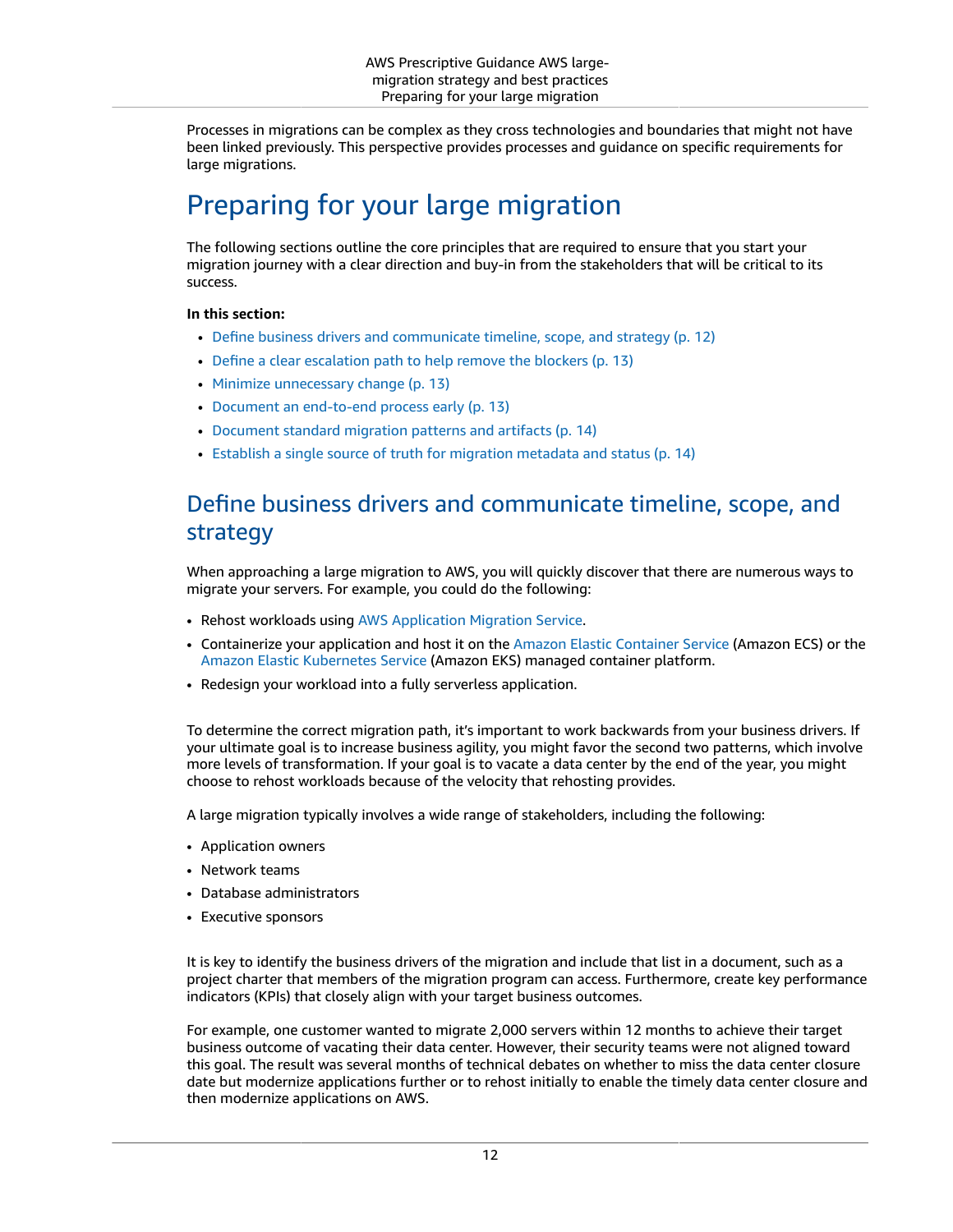Processes in migrations can be complex as they cross technologies and boundaries that might not have been linked previously. This perspective provides processes and guidance on specific requirements for large migrations.

# Preparing for your large migration

The following sections outline the core principles that are required to ensure that you start your migration journey with a clear direction and buy-in from the stakeholders that will be critical to its success.

**In this section:**

- Define business drivers and communicate timeline, scope, and strategy (p. 12)
- Define a clear escalation path to help remove the blockers (p. 13)
- Minimize unnecessary change (p. 13)
- Document an end-to-end process early (p. 13)
- Document standard migration patterns and artifacts (p. 14)
- Establish a single source of truth for migration metadata and status (p. 14)

## Define business drivers and communicate timeline, scope, and strategy

When approaching a large migration to AWS, you will quickly discover that there are numerous ways to migrate your servers. For example, you could do the following:

- Rehost workloads using AWS Application Migration Service.
- Containerize your application and host it on the Amazon Elastic Container Service (Amazon ECS) or the Amazon Elastic Kubernetes Service (Amazon EKS) managed container platform.
- Redesign your workload into a fully serverless application.

To determine the correct migration path, it's important to work backwards from your business drivers. If your ultimate goal is to increase business agility, you might favor the second two patterns, which involve more levels of transformation. If your goal is to vacate a data center by the end of the year, you might choose to rehost workloads because of the velocity that rehosting provides.

A large migration typically involves a wide range of stakeholders, including the following:

- Application owners
- Network teams
- Database administrators
- Executive sponsors

It is key to identify the business drivers of the migration and include that list in a document, such as a project charter that members of the migration program can access. Furthermore, create key performance indicators (KPIs) that closely align with your target business outcomes.

For example, one customer wanted to migrate 2,000 servers within 12 months to achieve their target business outcome of vacating their data center. However, their security teams were not aligned toward this goal. The result was several months of technical debates on whether to miss the data center closure date but modernize applications further or to rehost initially to enable the timely data center closure and then modernize applications on AWS.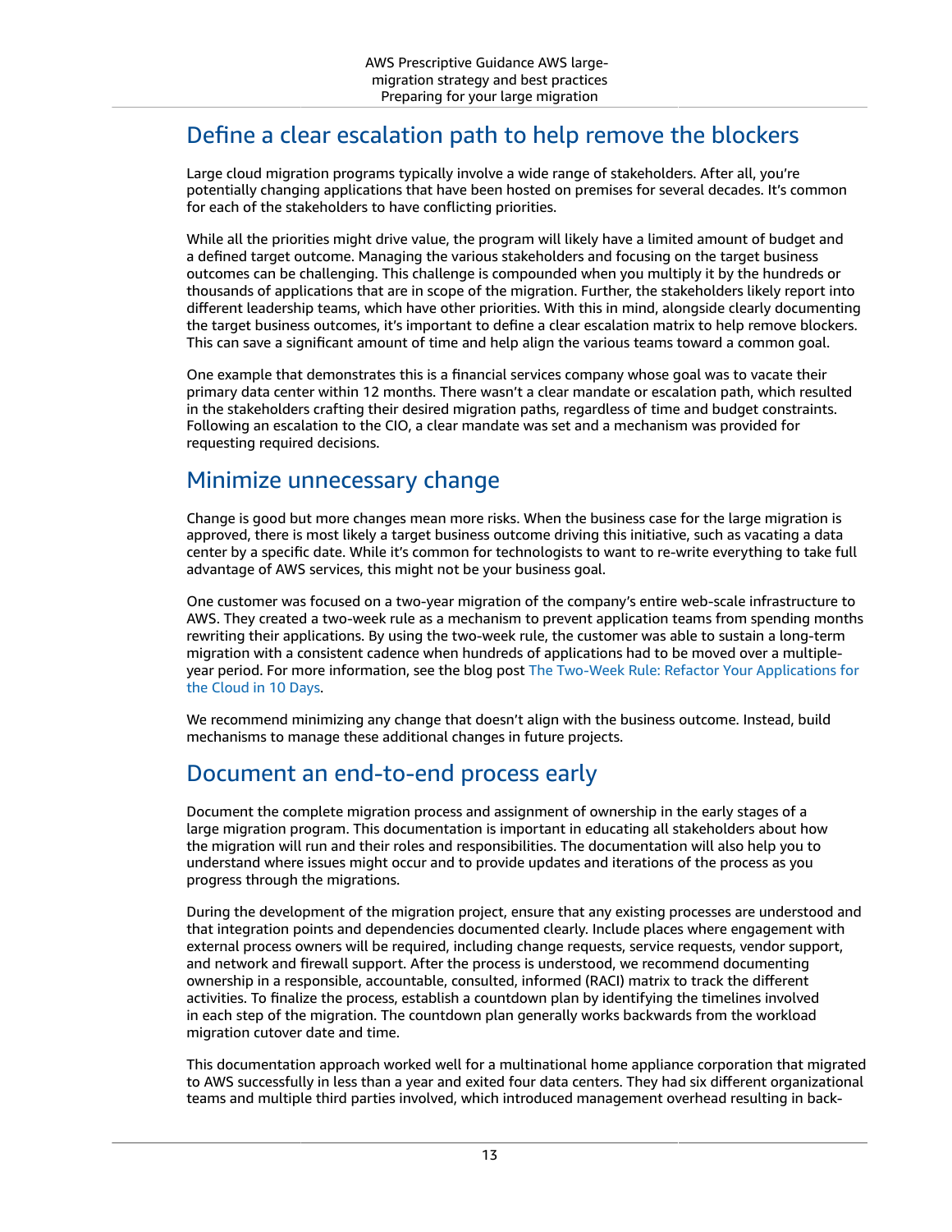## Define a clear escalation path to help remove the blockers

Large cloud migration programs typically involve a wide range of stakeholders. After all, you're potentially changing applications that have been hosted on premises for several decades. It's common for each of the stakeholders to have conflicting priorities.

While all the priorities might drive value, the program will likely have a limited amount of budget and a defined target outcome. Managing the various stakeholders and focusing on the target business outcomes can be challenging. This challenge is compounded when you multiply it by the hundreds or thousands of applications that are in scope of the migration. Further, the stakeholders likely report into different leadership teams, which have other priorities. With this in mind, alongside clearly documenting the target business outcomes, it's important to define a clear escalation matrix to help remove blockers. This can save a significant amount of time and help align the various teams toward a common goal.

One example that demonstrates this is a financial services company whose goal was to vacate their primary data center within 12 months. There wasn't a clear mandate or escalation path, which resulted in the stakeholders crafting their desired migration paths, regardless of time and budget constraints. Following an escalation to the CIO, a clear mandate was set and a mechanism was provided for requesting required decisions.

## Minimize unnecessary change

Change is good but more changes mean more risks. When the business case for the large migration is approved, there is most likely a target business outcome driving this initiative, such as vacating a data center by a specific date. While it's common for technologists to want to re-write everything to take full advantage of AWS services, this might not be your business goal.

One customer was focused on a two-year migration of the company's entire web-scale infrastructure to AWS. They created a two-week rule as a mechanism to prevent application teams from spending months rewriting their applications. By using the two-week rule, the customer was able to sustain a long-term migration with a consistent cadence when hundreds of applications had to be moved over a multiple-year period. For more information, see the blog post The Two-Week Rule: Refactor Your Applications for the Cloud in 10 Days.

We recommend minimizing any change that doesn't align with the business outcome. Instead, build mechanisms to manage these additional changes in future projects.

## Document an end-to-end process early

Document the complete migration process and assignment of ownership in the early stages of a large migration program. This documentation is important in educating all stakeholders about how the migration will run and their roles and responsibilities. The documentation will also help you to understand where issues might occur and to provide updates and iterations of the process as you progress through the migrations.

During the development of the migration project, ensure that any existing processes are understood and that integration points and dependencies documented clearly. Include places where engagement with external process owners will be required, including change requests, service requests, vendor support, and network and firewall support. After the process is understood, we recommend documenting ownership in a responsible, accountable, consulted, informed (RACI) matrix to track the different activities. To finalize the process, establish a countdown plan by identifying the timelines involved in each step of the migration. The countdown plan generally works backwards from the workload migration cutover date and time.

This documentation approach worked well for a multinational home appliance corporation that migrated to AWS successfully in less than a year and exited four data centers. They had six different organizational teams and multiple third parties involved, which introduced management overhead resulting in back-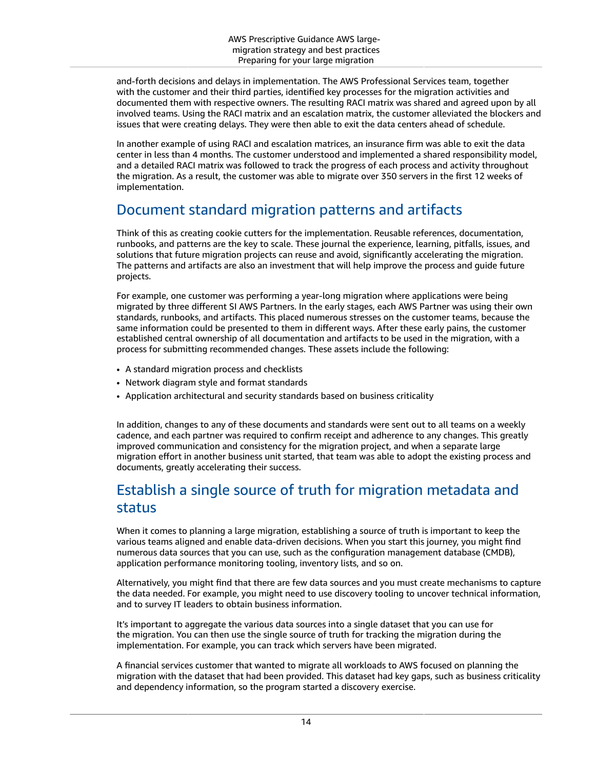and-forth decisions and delays in implementation. The AWS Professional Services team, together with the customer and their third parties, identified key processes for the migration activities and documented them with respective owners. The resulting RACI matrix was shared and agreed upon by all involved teams. Using the RACI matrix and an escalation matrix, the customer alleviated the blockers and issues that were creating delays. They were then able to exit the data centers ahead of schedule.

In another example of using RACI and escalation matrices, an insurance firm was able to exit the data center in less than 4 months. The customer understood and implemented a shared responsibility model, and a detailed RACI matrix was followed to track the progress of each process and activity throughout the migration. As a result, the customer was able to migrate over 350 servers in the first 12 weeks of implementation.

## Document standard migration patterns and artifacts

Think of this as creating cookie cutters for the implementation. Reusable references, documentation, runbooks, and patterns are the key to scale. These journal the experience, learning, pitfalls, issues, and solutions that future migration projects can reuse and avoid, significantly accelerating the migration. The patterns and artifacts are also an investment that will help improve the process and guide future projects.

For example, one customer was performing a year-long migration where applications were being migrated by three different SI AWS Partners. In the early stages, each AWS Partner was using their own standards, runbooks, and artifacts. This placed numerous stresses on the customer teams, because the same information could be presented to them in different ways. After these early pains, the customer established central ownership of all documentation and artifacts to be used in the migration, with a process for submitting recommended changes. These assets include the following:

- A standard migration process and checklists
- Network diagram style and format standards
- Application architectural and security standards based on business criticality

In addition, changes to any of these documents and standards were sent out to all teams on a weekly cadence, and each partner was required to confirm receipt and adherence to any changes. This greatly improved communication and consistency for the migration project, and when a separate large migration effort in another business unit started, that team was able to adopt the existing process and documents, greatly accelerating their success.

## Establish a single source of truth for migration metadata and status

When it comes to planning a large migration, establishing a source of truth is important to keep the various teams aligned and enable data-driven decisions. When you start this journey, you might find numerous data sources that you can use, such as the configuration management database (CMDB), application performance monitoring tooling, inventory lists, and so on.

Alternatively, you might find that there are few data sources and you must create mechanisms to capture the data needed. For example, you might need to use discovery tooling to uncover technical information, and to survey IT leaders to obtain business information.

It's important to aggregate the various data sources into a single dataset that you can use for the migration. You can then use the single source of truth for tracking the migration during the implementation. For example, you can track which servers have been migrated.

A financial services customer that wanted to migrate all workloads to AWS focused on planning the migration with the dataset that had been provided. This dataset had key gaps, such as business criticality and dependency information, so the program started a discovery exercise.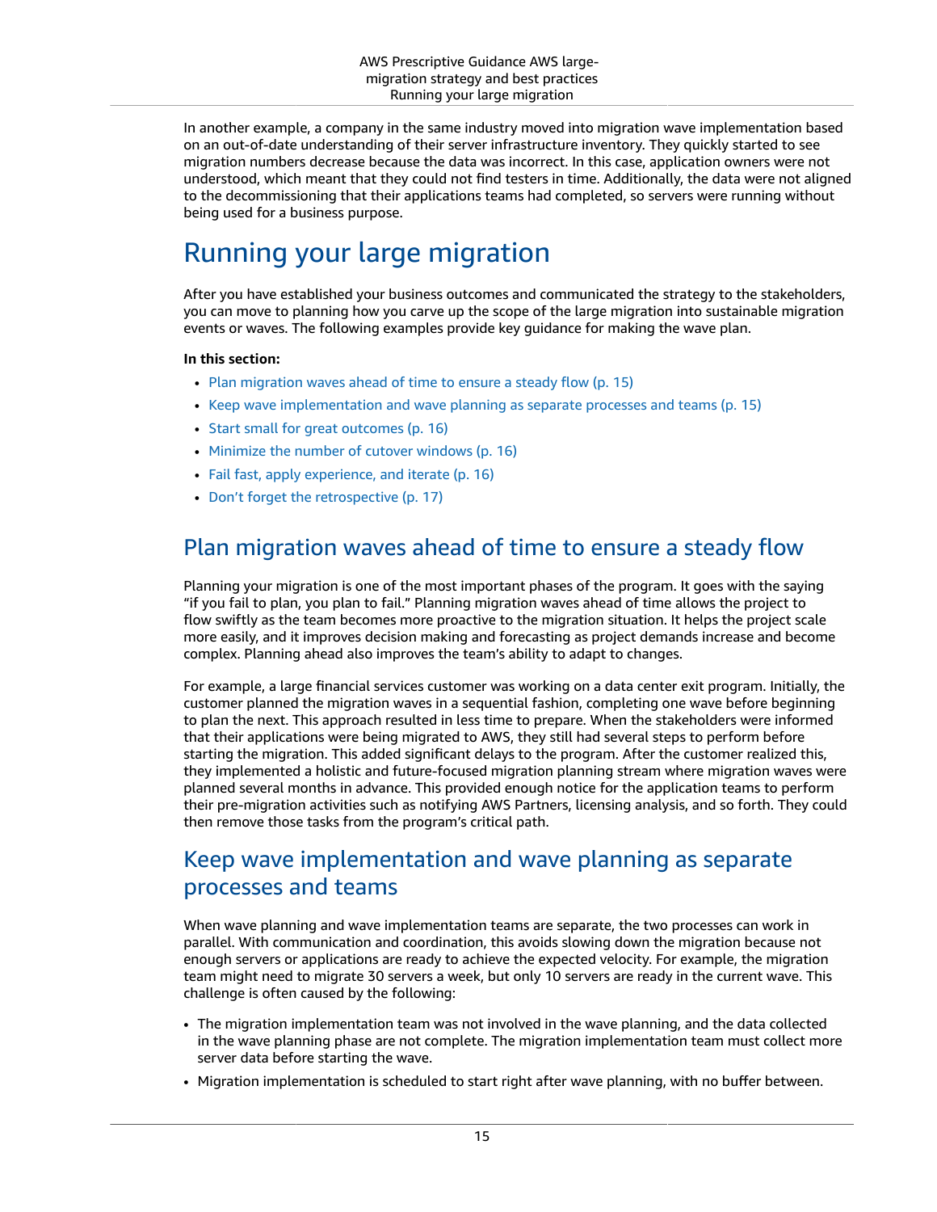In another example, a company in the same industry moved into migration wave implementation based on an out-of-date understanding of their server infrastructure inventory. They quickly started to see migration numbers decrease because the data was incorrect. In this case, application owners were not understood, which meant that they could not find testers in time. Additionally, the data were not aligned to the decommissioning that their applications teams had completed, so servers were running without being used for a business purpose.

# Running your large migration

After you have established your business outcomes and communicated the strategy to the stakeholders, you can move to planning how you carve up the scope of the large migration into sustainable migration events or waves. The following examples provide key guidance for making the wave plan.

**In this section:**

- Plan migration waves ahead of time to ensure a steady flow (p. 15)
- Keep wave implementation and wave planning as separate processes and teams (p. 15)
- Start small for great outcomes (p. 16)
- Minimize the number of cutover windows (p. 16)
- Fail fast, apply experience, and iterate (p. 16)
- Don't forget the retrospective (p. 17)

## Plan migration waves ahead of time to ensure a steady flow

Planning your migration is one of the most important phases of the program. It goes with the saying "if you fail to plan, you plan to fail." Planning migration waves ahead of time allows the project to flow swiftly as the team becomes more proactive to the migration situation. It helps the project scale more easily, and it improves decision making and forecasting as project demands increase and become complex. Planning ahead also improves the team's ability to adapt to changes.

For example, a large financial services customer was working on a data center exit program. Initially, the customer planned the migration waves in a sequential fashion, completing one wave before beginning to plan the next. This approach resulted in less time to prepare. When the stakeholders were informed that their applications were being migrated to AWS, they still had several steps to perform before starting the migration. This added significant delays to the program. After the customer realized this, they implemented a holistic and future-focused migration planning stream where migration waves were planned several months in advance. This provided enough notice for the application teams to perform their pre-migration activities such as notifying AWS Partners, licensing analysis, and so forth. They could then remove those tasks from the program's critical path.

## Keep wave implementation and wave planning as separate processes and teams

When wave planning and wave implementation teams are separate, the two processes can work in parallel. With communication and coordination, this avoids slowing down the migration because not enough servers or applications are ready to achieve the expected velocity. For example, the migration team might need to migrate 30 servers a week, but only 10 servers are ready in the current wave. This challenge is often caused by the following:

- The migration implementation team was not involved in the wave planning, and the data collected in the wave planning phase are not complete. The migration implementation team must collect more server data before starting the wave.
- Migration implementation is scheduled to start right after wave planning, with no buffer between.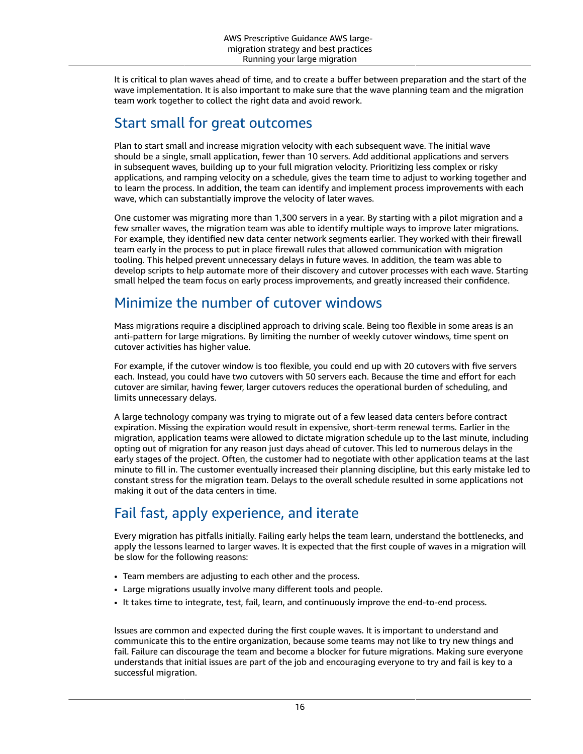It is critical to plan waves ahead of time, and to create a buffer between preparation and the start of the wave implementation. It is also important to make sure that the wave planning team and the migration team work together to collect the right data and avoid rework.

## Start small for great outcomes

Plan to start small and increase migration velocity with each subsequent wave. The initial wave should be a single, small application, fewer than 10 servers. Add additional applications and servers in subsequent waves, building up to your full migration velocity. Prioritizing less complex or risky applications, and ramping velocity on a schedule, gives the team time to adjust to working together and to learn the process. In addition, the team can identify and implement process improvements with each wave, which can substantially improve the velocity of later waves.

One customer was migrating more than 1,300 servers in a year. By starting with a pilot migration and a few smaller waves, the migration team was able to identify multiple ways to improve later migrations. For example, they identified new data center network segments earlier. They worked with their firewall team early in the process to put in place firewall rules that allowed communication with migration tooling. This helped prevent unnecessary delays in future waves. In addition, the team was able to develop scripts to help automate more of their discovery and cutover processes with each wave. Starting small helped the team focus on early process improvements, and greatly increased their confidence.

## Minimize the number of cutover windows

Mass migrations require a disciplined approach to driving scale. Being too flexible in some areas is an anti-pattern for large migrations. By limiting the number of weekly cutover windows, time spent on cutover activities has higher value.

For example, if the cutover window is too flexible, you could end up with 20 cutovers with five servers each. Instead, you could have two cutovers with 50 servers each. Because the time and effort for each cutover are similar, having fewer, larger cutovers reduces the operational burden of scheduling, and limits unnecessary delays.

A large technology company was trying to migrate out of a few leased data centers before contract expiration. Missing the expiration would result in expensive, short-term renewal terms. Earlier in the migration, application teams were allowed to dictate migration schedule up to the last minute, including opting out of migration for any reason just days ahead of cutover. This led to numerous delays in the early stages of the project. Often, the customer had to negotiate with other application teams at the last minute to fill in. The customer eventually increased their planning discipline, but this early mistake led to constant stress for the migration team. Delays to the overall schedule resulted in some applications not making it out of the data centers in time.

## Fail fast, apply experience, and iterate

Every migration has pitfalls initially. Failing early helps the team learn, understand the bottlenecks, and apply the lessons learned to larger waves. It is expected that the first couple of waves in a migration will be slow for the following reasons:

- Team members are adjusting to each other and the process.
- Large migrations usually involve many different tools and people.
- It takes time to integrate, test, fail, learn, and continuously improve the end-to-end process.

Issues are common and expected during the first couple waves. It is important to understand and communicate this to the entire organization, because some teams may not like to try new things and fail. Failure can discourage the team and become a blocker for future migrations. Making sure everyone understands that initial issues are part of the job and encouraging everyone to try and fail is key to a successful migration.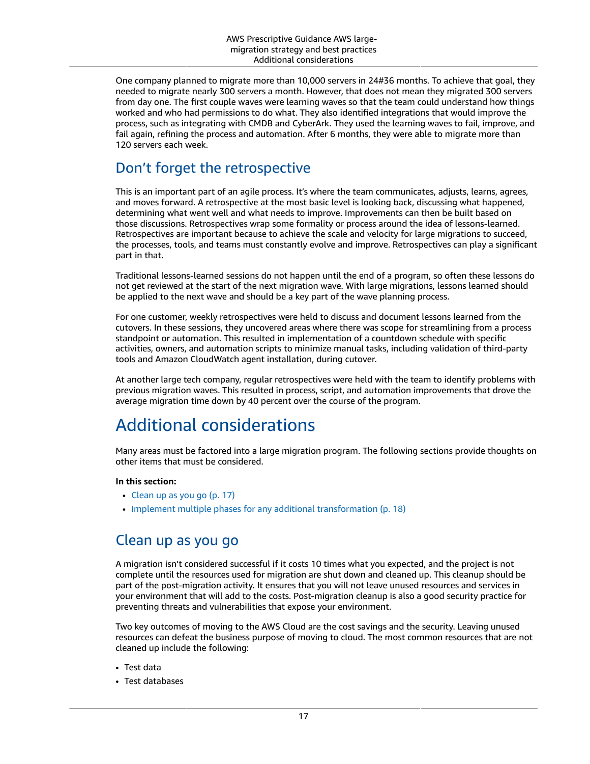One company planned to migrate more than 10,000 servers in 24#36 months. To achieve that goal, they needed to migrate nearly 300 servers a month. However, that does not mean they migrated 300 servers from day one. The first couple waves were learning waves so that the team could understand how things worked and who had permissions to do what. They also identified integrations that would improve the process, such as integrating with CMDB and CyberArk. They used the learning waves to fail, improve, and fail again, refining the process and automation. After 6 months, they were able to migrate more than 120 servers each week.

## Don't forget the retrospective

This is an important part of an agile process. It's where the team communicates, adjusts, learns, agrees, and moves forward. A retrospective at the most basic level is looking back, discussing what happened, determining what went well and what needs to improve. Improvements can then be built based on those discussions. Retrospectives wrap some formality or process around the idea of lessons-learned. Retrospectives are important because to achieve the scale and velocity for large migrations to succeed, the processes, tools, and teams must constantly evolve and improve. Retrospectives can play a significant part in that.

Traditional lessons-learned sessions do not happen until the end of a program, so often these lessons do not get reviewed at the start of the next migration wave. With large migrations, lessons learned should be applied to the next wave and should be a key part of the wave planning process.

For one customer, weekly retrospectives were held to discuss and document lessons learned from the cutovers. In these sessions, they uncovered areas where there was scope for streamlining from a process standpoint or automation. This resulted in implementation of a countdown schedule with specific activities, owners, and automation scripts to minimize manual tasks, including validation of third-party tools and Amazon CloudWatch agent installation, during cutover.

At another large tech company, regular retrospectives were held with the team to identify problems with previous migration waves. This resulted in process, script, and automation improvements that drove the average migration time down by 40 percent over the course of the program.

# Additional considerations

Many areas must be factored into a large migration program. The following sections provide thoughts on other items that must be considered.

**In this section:**

- Clean up as you go (p. 17)
- Implement multiple phases for any additional transformation (p. 18)

## Clean up as you go

A migration isn't considered successful if it costs 10 times what you expected, and the project is not complete until the resources used for migration are shut down and cleaned up. This cleanup should be part of the post-migration activity. It ensures that you will not leave unused resources and services in your environment that will add to the costs. Post-migration cleanup is also a good security practice for preventing threats and vulnerabilities that expose your environment.

Two key outcomes of moving to the AWS Cloud are the cost savings and the security. Leaving unused resources can defeat the business purpose of moving to cloud. The most common resources that are not cleaned up include the following:

- Test data
- Test databases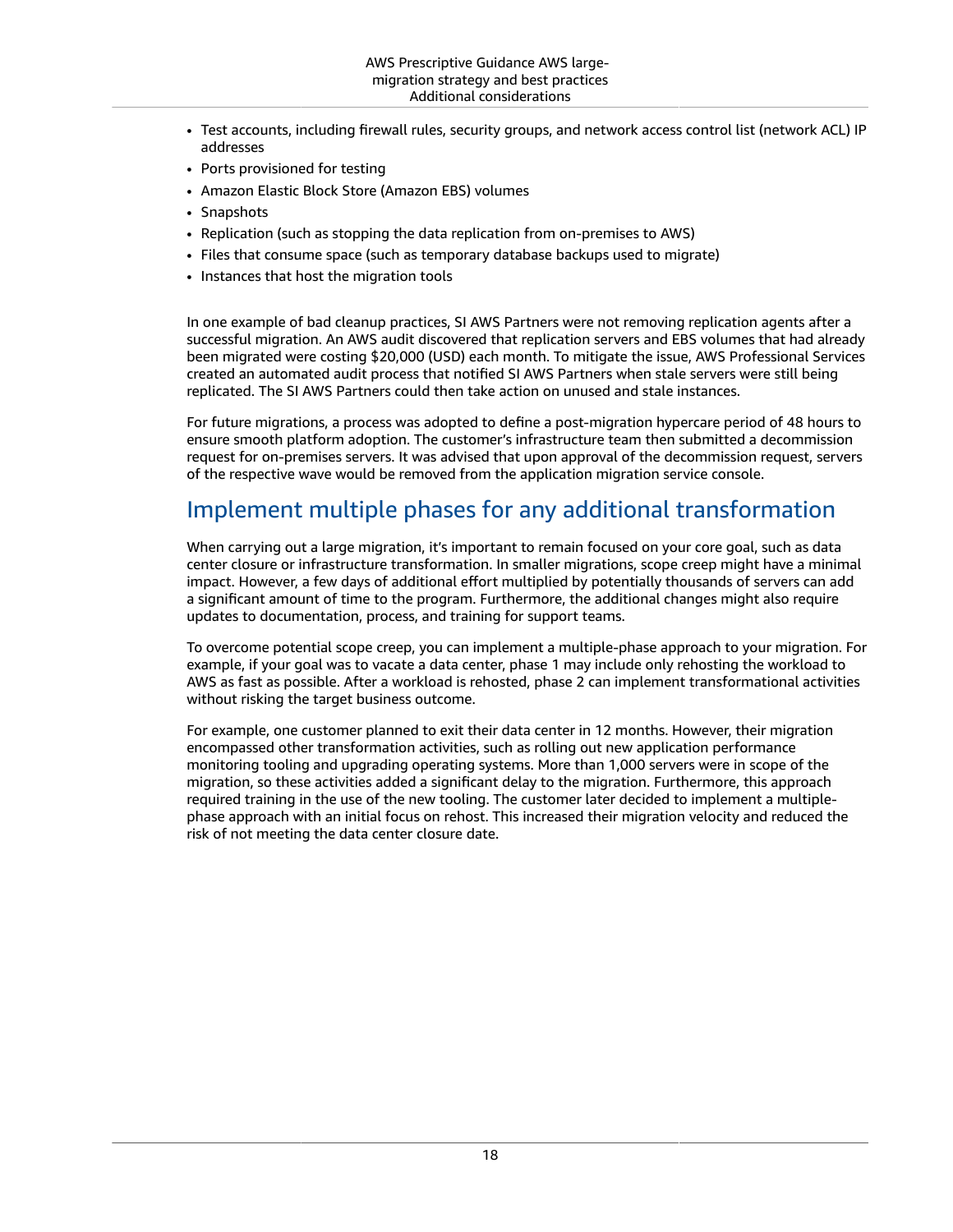- Test accounts, including firewall rules, security groups, and network access control list (network ACL) IP addresses
- Ports provisioned for testing
- Amazon Elastic Block Store (Amazon EBS) volumes
- Snapshots
- Replication (such as stopping the data replication from on-premises to AWS)
- Files that consume space (such as temporary database backups used to migrate)
- Instances that host the migration tools

In one example of bad cleanup practices, SI AWS Partners were not removing replication agents after a successful migration. An AWS audit discovered that replication servers and EBS volumes that had already been migrated were costing $20,000 (USD) each month. To mitigate the issue, AWS Professional Services created an automated audit process that notified SI AWS Partners when stale servers were still being replicated. The SI AWS Partners could then take action on unused and stale instances.

For future migrations, a process was adopted to define a post-migration hypercare period of 48 hours to ensure smooth platform adoption. The customer's infrastructure team then submitted a decommission request for on-premises servers. It was advised that upon approval of the decommission request, servers of the respective wave would be removed from the application migration service console.

## Implement multiple phases for any additional transformation

When carrying out a large migration, it's important to remain focused on your core goal, such as data center closure or infrastructure transformation. In smaller migrations, scope creep might have a minimal impact. However, a few days of additional effort multiplied by potentially thousands of servers can add a significant amount of time to the program. Furthermore, the additional changes might also require updates to documentation, process, and training for support teams.

To overcome potential scope creep, you can implement a multiple-phase approach to your migration. For example, if your goal was to vacate a data center, phase 1 may include only rehosting the workload to AWS as fast as possible. After a workload is rehosted, phase 2 can implement transformational activities without risking the target business outcome.

For example, one customer planned to exit their data center in 12 months. However, their migration encompassed other transformation activities, such as rolling out new application performance monitoring tooling and upgrading operating systems. More than 1,000 servers were in scope of the migration, so these activities added a significant delay to the migration. Furthermore, this approach required training in the use of the new tooling. The customer later decided to implement a multiple-phase approach with an initial focus on rehost. This increased their migration velocity and reduced the risk of not meeting the data center closure date.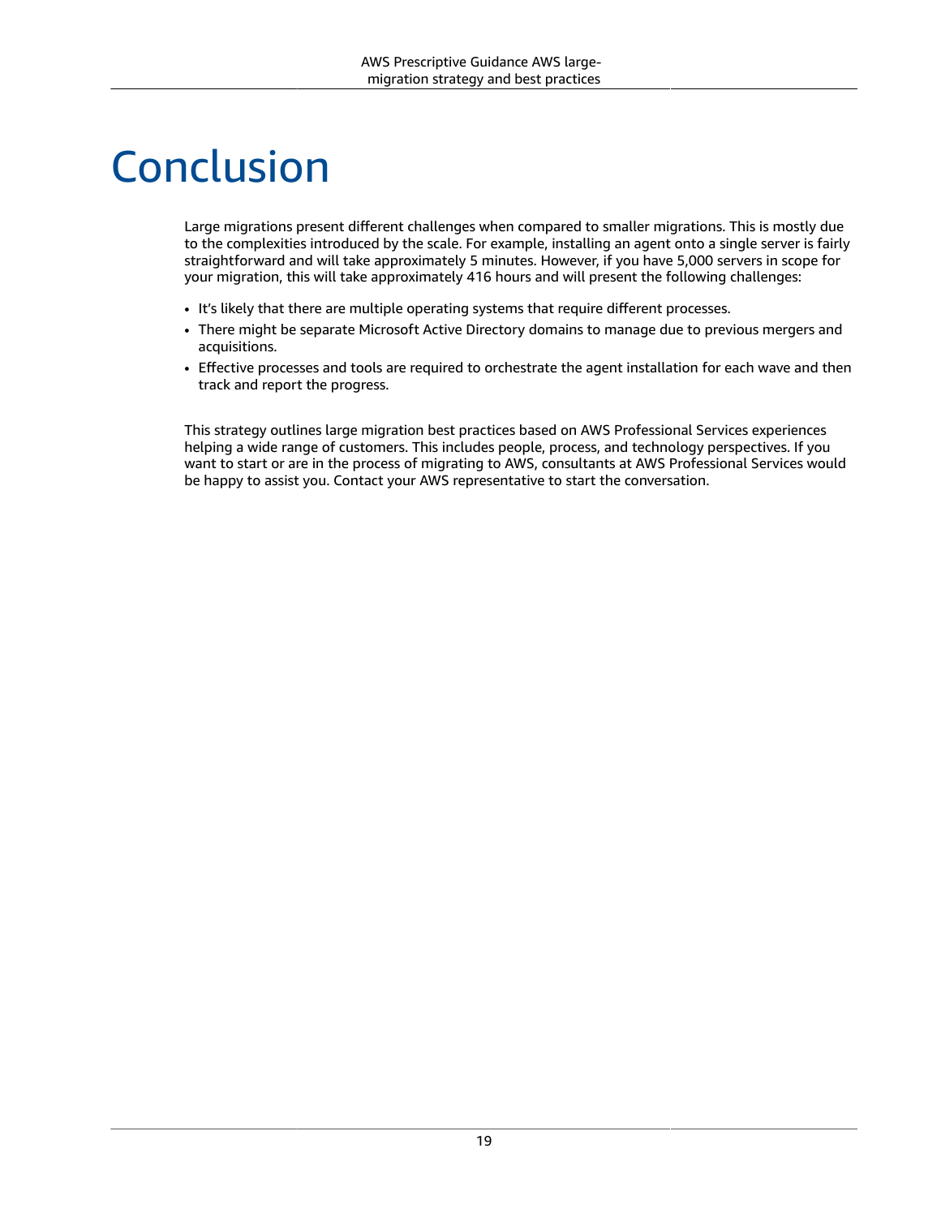# Conclusion

Large migrations present different challenges when compared to smaller migrations. This is mostly due to the complexities introduced by the scale. For example, installing an agent onto a single server is fairly straightforward and will take approximately 5 minutes. However, if you have 5,000 servers in scope for your migration, this will take approximately 416 hours and will present the following challenges:

- It's likely that there are multiple operating systems that require different processes.
- There might be separate Microsoft Active Directory domains to manage due to previous mergers and acquisitions.
- Effective processes and tools are required to orchestrate the agent installation for each wave and then track and report the progress.

This strategy outlines large migration best practices based on AWS Professional Services experiences helping a wide range of customers. This includes people, process, and technology perspectives. If you want to start or are in the process of migrating to AWS, consultants at AWS Professional Services would be happy to assist you. Contact your AWS representative to start the conversation.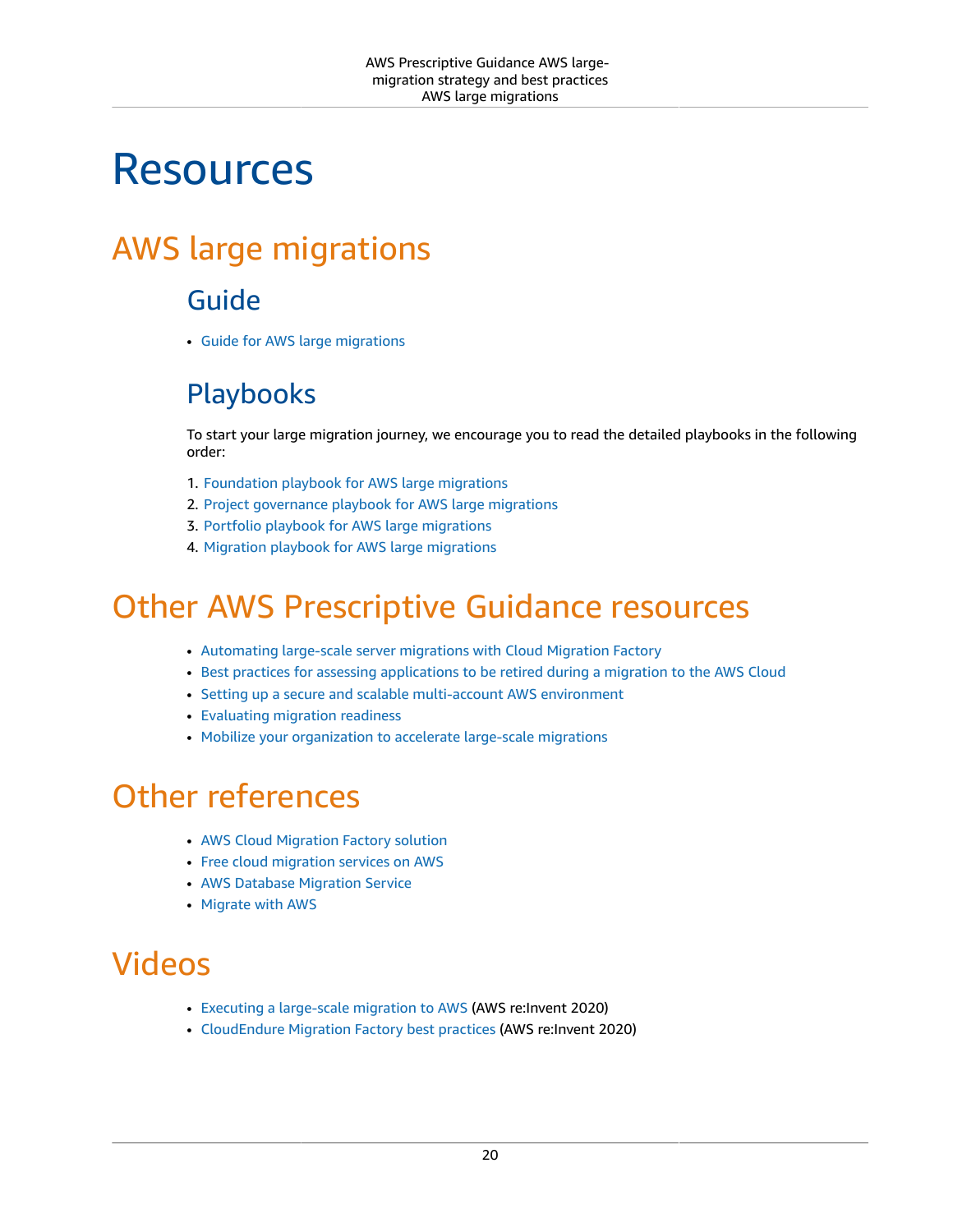# Resources

## AWS large migrations

### Guide

- Guide for AWS large migrations

### Playbooks

To start your large migration journey, we encourage you to read the detailed playbooks in the following order:

1. Foundation playbook for AWS large migrations
2. Project governance playbook for AWS large migrations
3. Portfolio playbook for AWS large migrations
4. Migration playbook for AWS large migrations

## Other AWS Prescriptive Guidance resources

- Automating large-scale server migrations with Cloud Migration Factory
- Best practices for assessing applications to be retired during a migration to the AWS Cloud
- Setting up a secure and scalable multi-account AWS environment
- Evaluating migration readiness
- Mobilize your organization to accelerate large-scale migrations

## Other references

- AWS Cloud Migration Factory solution
- Free cloud migration services on AWS
- AWS Database Migration Service
- Migrate with AWS

## Videos

- Executing a large-scale migration to AWS (AWS re:Invent 2020)
- CloudEndure Migration Factory best practices (AWS re:Invent 2020)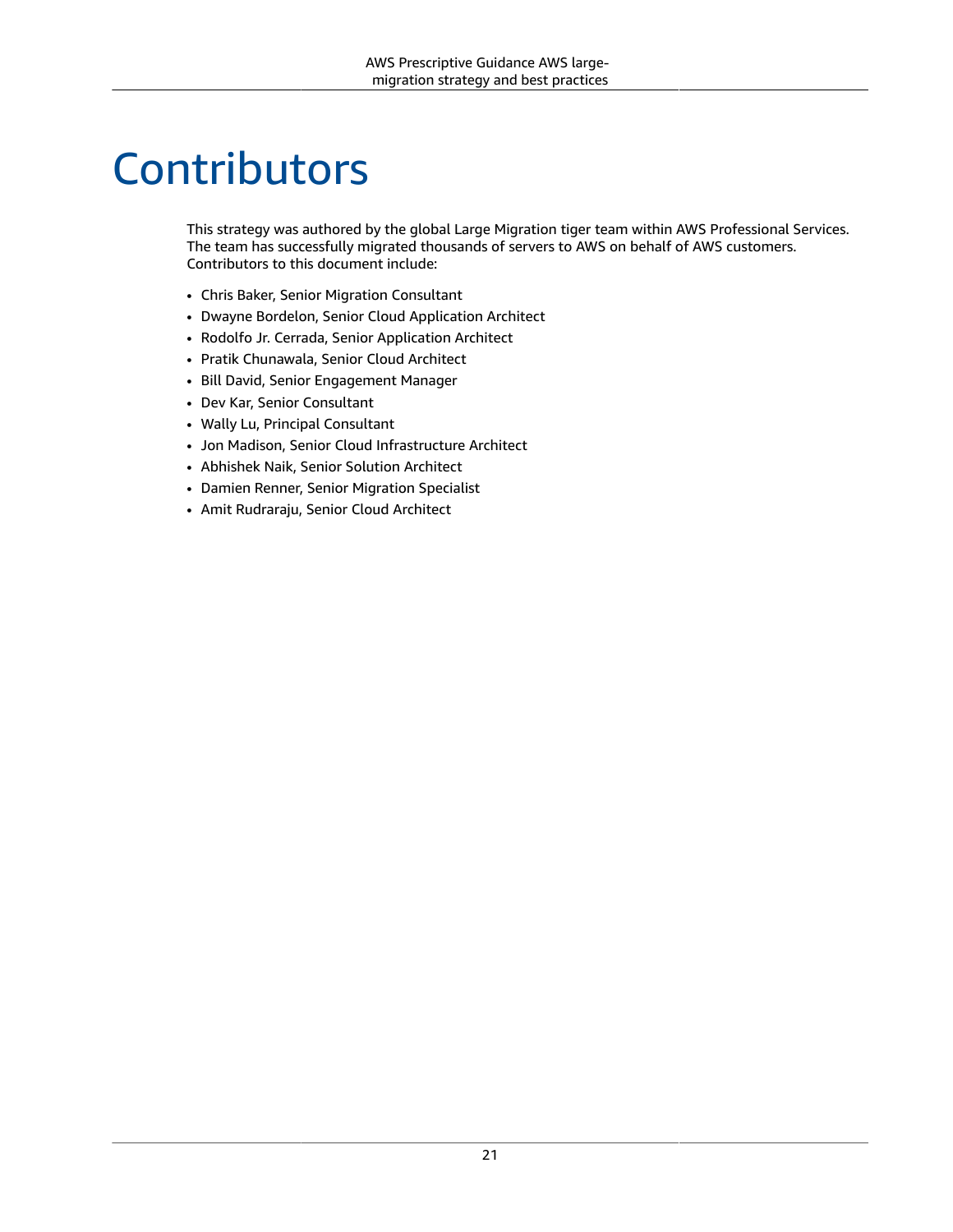# Contributors

This strategy was authored by the global Large Migration tiger team within AWS Professional Services. The team has successfully migrated thousands of servers to AWS on behalf of AWS customers. Contributors to this document include:

- Chris Baker, Senior Migration Consultant
- Dwayne Bordelon, Senior Cloud Application Architect
- Rodolfo Jr. Cerrada, Senior Application Architect
- Pratik Chunawala, Senior Cloud Architect
- Bill David, Senior Engagement Manager
- Dev Kar, Senior Consultant
- Wally Lu, Principal Consultant
- Jon Madison, Senior Cloud Infrastructure Architect
- Abhishek Naik, Senior Solution Architect
- Damien Renner, Senior Migration Specialist
- Amit Rudraraju, Senior Cloud Architect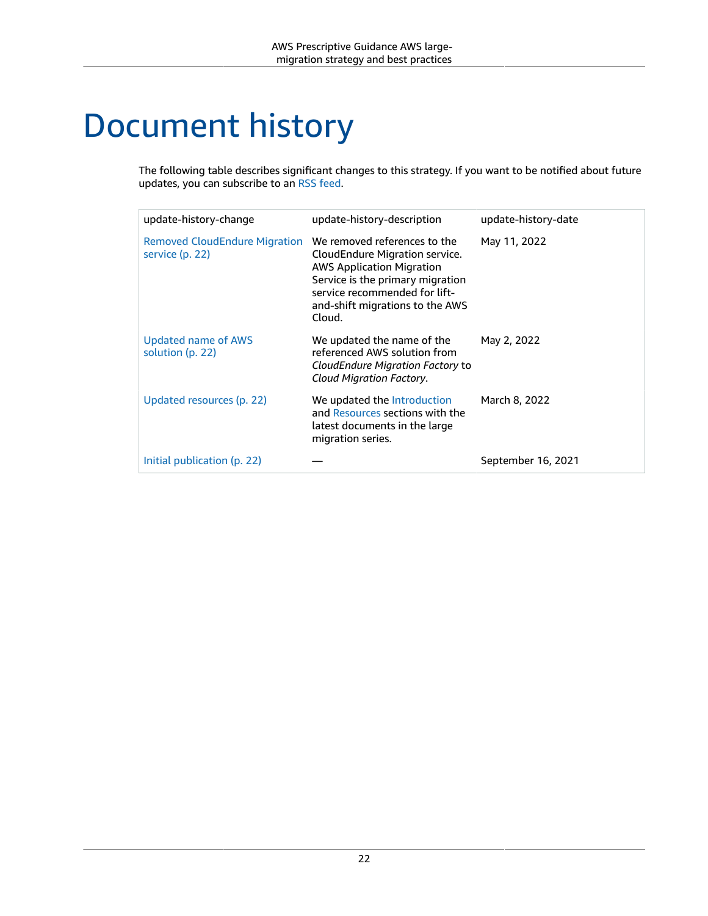# Document history

The following table describes significant changes to this strategy. If you want to be notified about future updates, you can subscribe to an RSS feed.

| update-history-change | update-history-description | update-history-date |
| --- | --- | --- |
| Removed CloudEndure Migration service (p. 22) | We removed references to the CloudEndure Migration service. AWS Application Migration Service is the primary migration service recommended for lift-and-shift migrations to the AWS Cloud. | May 11, 2022 |
| Updated name of AWS solution (p. 22) | We updated the name of the referenced AWS solution from *CloudEndure Migration Factory* to *Cloud Migration Factory*. | May 2, 2022 |
| Updated resources (p. 22) | We updated the Introduction and Resources sections with the latest documents in the large migration series. | March 8, 2022 |
| Initial publication (p. 22) | — | September 16, 2021 |